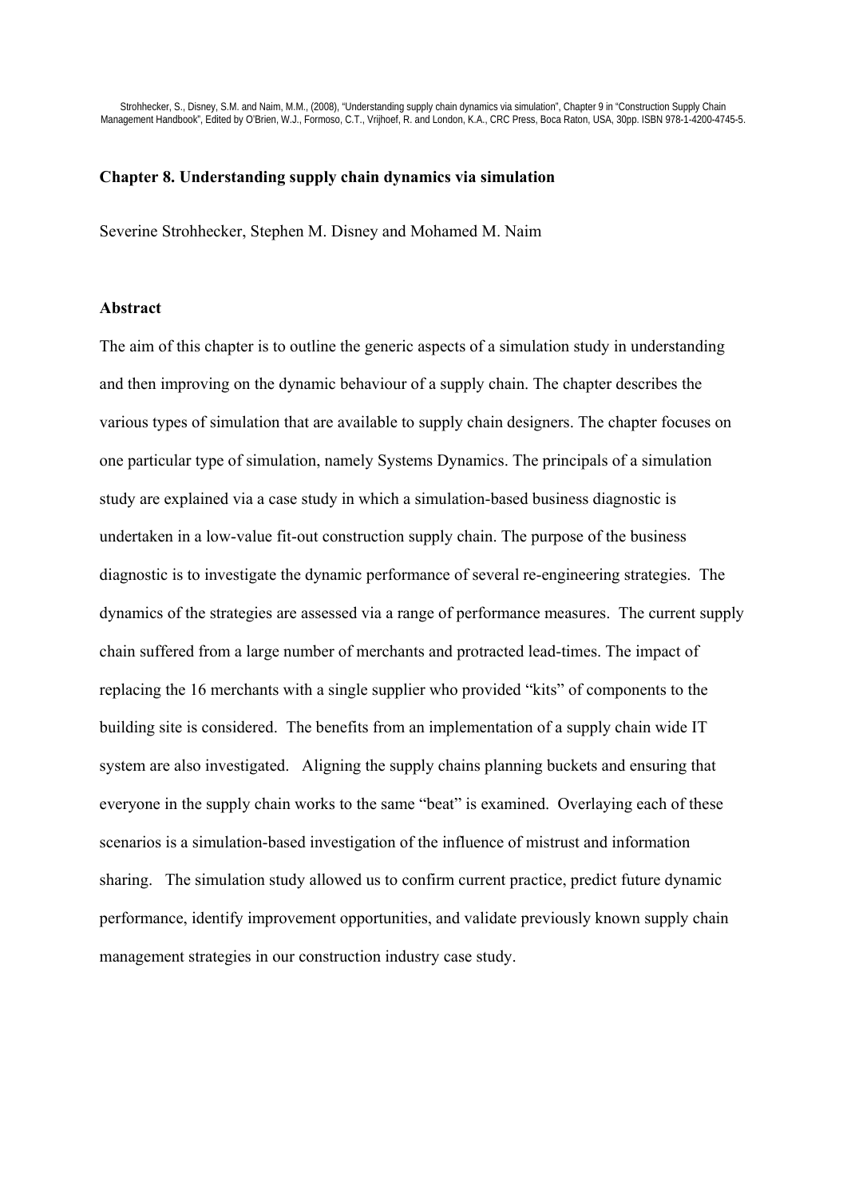Strohhecker, S., Disney, S.M. and Naim, M.M., (2008), "Understanding supply chain dynamics via simulation", Chapter 9 in "Construction Supply Chain Management Handbook", Edited by O'Brien, W.J., Formoso, C.T., Vrijhoef, R. and London, K.A., CRC Press, Boca Raton, USA, 30pp. ISBN 978-1-4200-4745-5.

# Chapter 8. Understanding supply chain dynamics via simulation

Severine Strohhecker, Stephen M. Disney and Mohamed M. Naim

## Abstract

The aim of this chapter is to outline the generic aspects of a simulation study in understanding and then improving on the dynamic behaviour of a supply chain. The chapter describes the various types of simulation that are available to supply chain designers. The chapter focuses on one particular type of simulation, namely Systems Dynamics. The principals of a simulation study are explained via a case study in which a simulation-based business diagnostic is undertaken in a low-value fit-out construction supply chain. The purpose of the business diagnostic is to investigate the dynamic performance of several re-engineering strategies. The dynamics of the strategies are assessed via a range of performance measures. The current supply chain suffered from a large number of merchants and protracted lead-times. The impact of replacing the 16 merchants with a single supplier who provided "kits" of components to the building site is considered. The benefits from an implementation of a supply chain wide IT system are also investigated. Aligning the supply chains planning buckets and ensuring that everyone in the supply chain works to the same "beat" is examined. Overlaying each of these scenarios is a simulation-based investigation of the influence of mistrust and information sharing. The simulation study allowed us to confirm current practice, predict future dynamic performance, identify improvement opportunities, and validate previously known supply chain management strategies in our construction industry case study.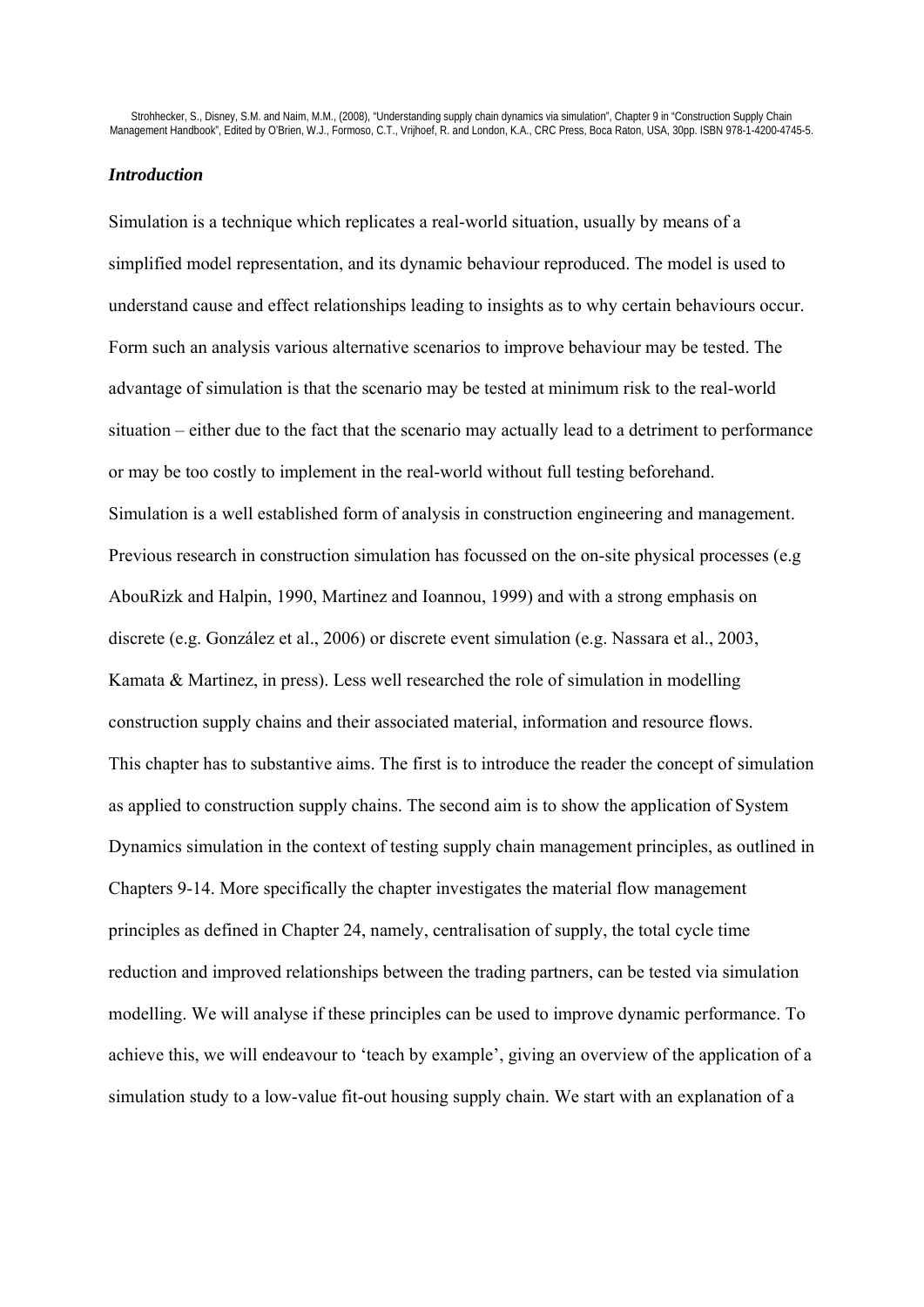### *Introduction*

Simulation is a technique which replicates a real-world situation, usually by means of a simplified model representation, and its dynamic behaviour reproduced. The model is used to understand cause and effect relationships leading to insights as to why certain behaviours occur. Form such an analysis various alternative scenarios to improve behaviour may be tested. The advantage of simulation is that the scenario may be tested at minimum risk to the real-world situation – either due to the fact that the scenario may actually lead to a detriment to performance or may be too costly to implement in the real-world without full testing beforehand.

Simulation is a well established form of analysis in construction engineering and management. Previous research in construction simulation has focussed on the on-site physical processes (e.g AbouRizk and Halpin, 1990, Martinez and Ioannou, 1999) and with a strong emphasis on discrete (e.g. González et al., 2006) or discrete event simulation (e.g. Nassara et al., 2003, Kamata & Martinez, in press). Less well researched the role of simulation in modelling construction supply chains and their associated material, information and resource flows.

This chapter has to substantive aims. The first is to introduce the reader the concept of simulation as applied to construction supply chains. The second aim is to show the application of System Dynamics simulation in the context of testing supply chain management principles, as outlined in Chapters 9-14. More specifically the chapter investigates the material flow management principles as defined in Chapter 24, namely, centralisation of supply, the total cycle time reduction and improved relationships between the trading partners, can be tested via simulation modelling. We will analyse if these principles can be used to improve dynamic performance. To achieve this, we will endeavour to 'teach by example', giving an overview of the application of a simulation study to a low-value fit-out housing supply chain. We start with an explanation of a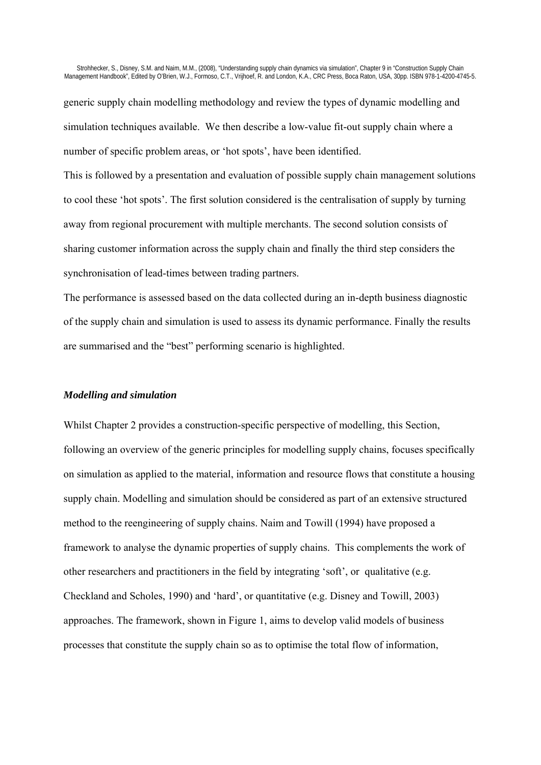generic supply chain modelling methodology and review the types of dynamic modelling and simulation techniques available. We then describe a low-value fit-out supply chain where a number of specific problem areas, or 'hot spots', have been identified.

This is followed by a presentation and evaluation of possible supply chain management solutions to cool these 'hot spots'. The first solution considered is the centralisation of supply by turning away from regional procurement with multiple merchants. The second solution consists of sharing customer information across the supply chain and finally the third step considers the synchronisation of lead-times between trading partners.

The performance is assessed based on the data collected during an in-depth business diagnostic of the supply chain and simulation is used to assess its dynamic performance. Finally the results are summarised and the "best" performing scenario is highlighted.

### *Modelling and simulation*

Whilst Chapter 2 provides a construction-specific perspective of modelling, this Section, following an overview of the generic principles for modelling supply chains, focuses specifically on simulation as applied to the material, information and resource flows that constitute a housing supply chain. Modelling and simulation should be considered as part of an extensive structured method to the reengineering of supply chains. Naim and Towill (1994) have proposed a framework to analyse the dynamic properties of supply chains. This complements the work of other researchers and practitioners in the field by integrating 'soft', or qualitative (e.g. Checkland and Scholes, 1990) and 'hard', or quantitative (e.g. Disney and Towill, 2003) approaches. The framework, shown in Figure 1, aims to develop valid models of business processes that constitute the supply chain so as to optimise the total flow of information,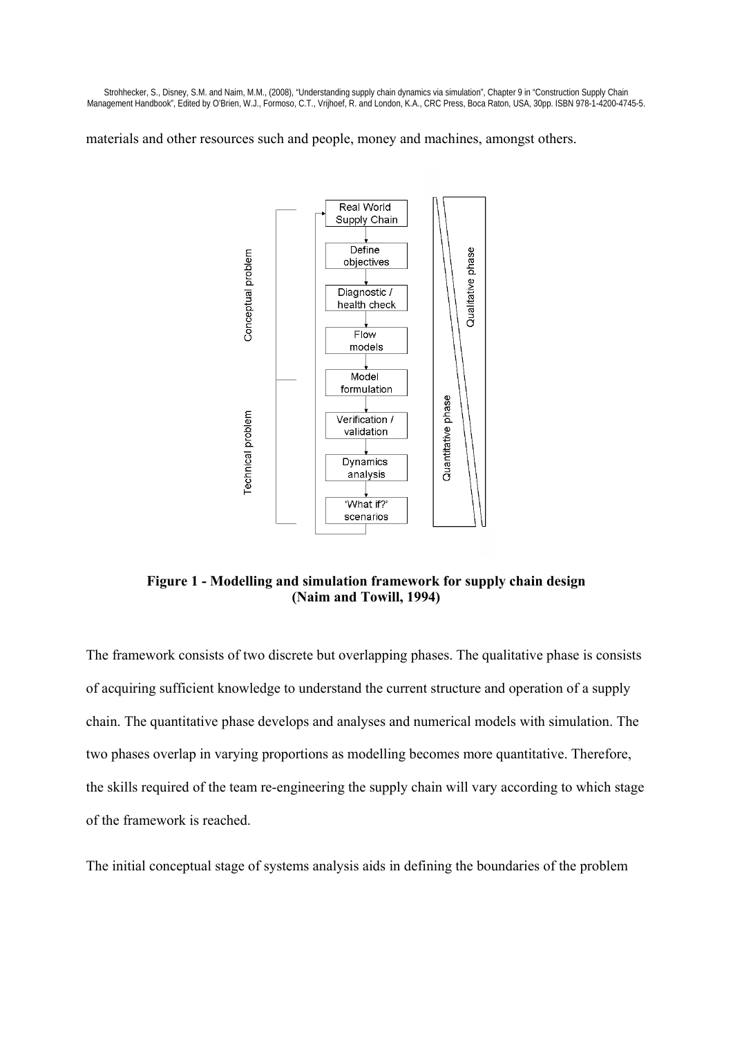materials and other resources such and people, money and machines, amongst others.

**Figure 1 - Modelling and simulation framework for supply chain design (Naim and Towill, 1994)**

The framework consists of two discrete but overlapping phases. The qualitative phase is consists of acquiring sufficient knowledge to understand the current structure and operation of a supply chain. The quantitative phase develops and analyses and numerical models with simulation. The two phases overlap in varying proportions as modelling becomes more quantitative. Therefore, the skills required of the team re-engineering the supply chain will vary according to which stage of the framework is reached.

The initial conceptual stage of systems analysis aids in defining the boundaries of the problem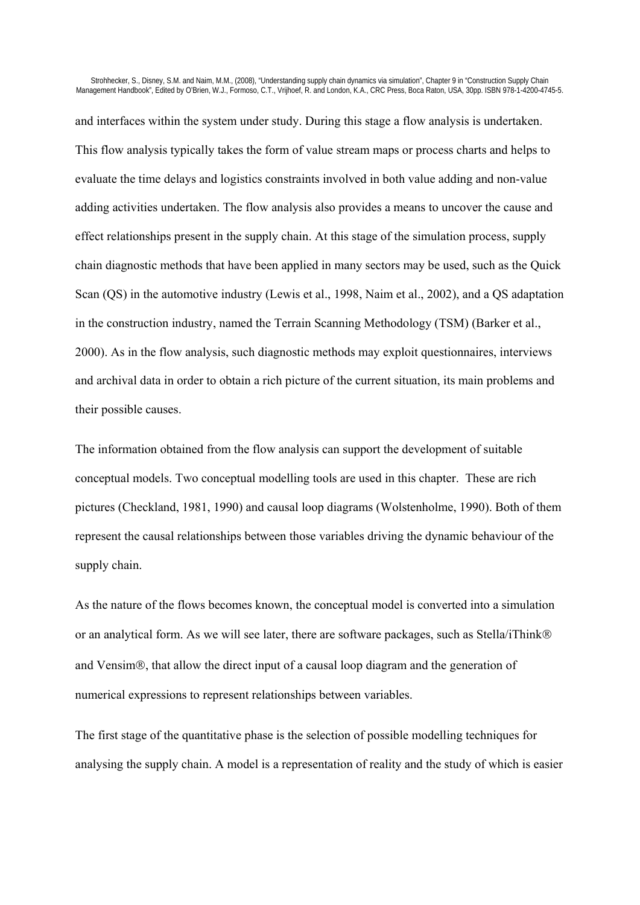and interfaces within the system under study. During this stage a flow analysis is undertaken. This flow analysis typically takes the form of value stream maps or process charts and helps to evaluate the time delays and logistics constraints involved in both value adding and non-value adding activities undertaken. The flow analysis also provides a means to uncover the cause and effect relationships present in the supply chain. At this stage of the simulation process, supply chain diagnostic methods that have been applied in many sectors may be used, such as the Quick Scan (QS) in the automotive industry (Lewis et al., 1998, Naim et al., 2002), and a QS adaptation in the construction industry, named the Terrain Scanning Methodology (TSM) (Barker et al., 2000). As in the flow analysis, such diagnostic methods may exploit questionnaires, interviews and archival data in order to obtain a rich picture of the current situation, its main problems and their possible causes.

The information obtained from the flow analysis can support the development of suitable conceptual models. Two conceptual modelling tools are used in this chapter. These are rich pictures (Checkland, 1981, 1990) and causal loop diagrams (Wolstenholme, 1990). Both of them represent the causal relationships between those variables driving the dynamic behaviour of the supply chain.

As the nature of the flows becomes known, the conceptual model is converted into a simulation or an analytical form. As we will see later, there are software packages, such as Stella/iThink® and Vensim®, that allow the direct input of a causal loop diagram and the generation of numerical expressions to represent relationships between variables.

The first stage of the quantitative phase is the selection of possible modelling techniques for analysing the supply chain. A model is a representation of reality and the study of which is easier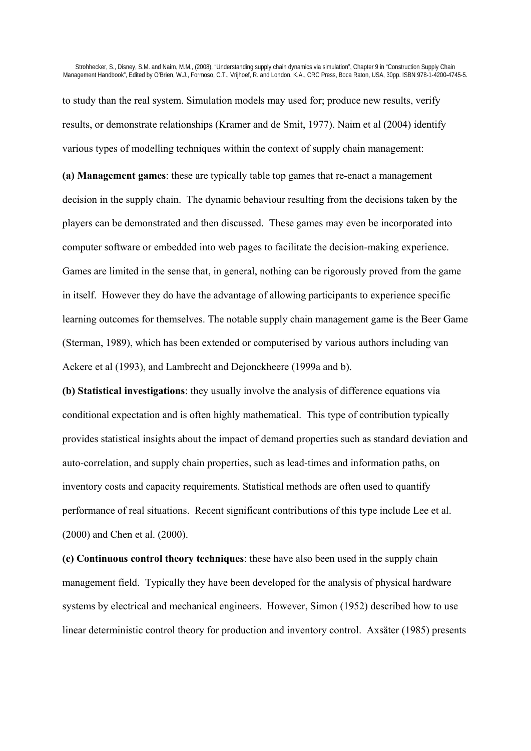to study than the real system. Simulation models may used for; produce new results, verify results, or demonstrate relationships (Kramer and de Smit, 1977). Naim et al (2004) identify various types of modelling techniques within the context of supply chain management:

**(a) Management games**: these are typically table top games that re-enact a management decision in the supply chain. The dynamic behaviour resulting from the decisions taken by the players can be demonstrated and then discussed. These games may even be incorporated into computer software or embedded into web pages to facilitate the decision-making experience. Games are limited in the sense that, in general, nothing can be rigorously proved from the game in itself. However they do have the advantage of allowing participants to experience specific learning outcomes for themselves. The notable supply chain management game is the Beer Game (Sterman, 1989), which has been extended or computerised by various authors including van Ackere et al (1993), and Lambrecht and Dejonckheere (1999a and b).

**(b) Statistical investigations**: they usually involve the analysis of difference equations via conditional expectation and is often highly mathematical. This type of contribution typically provides statistical insights about the impact of demand properties such as standard deviation and auto-correlation, and supply chain properties, such as lead-times and information paths, on inventory costs and capacity requirements. Statistical methods are often used to quantify performance of real situations. Recent significant contributions of this type include Lee et al. (2000) and Chen et al. (2000).

**(c) Continuous control theory techniques**: these have also been used in the supply chain management field. Typically they have been developed for the analysis of physical hardware systems by electrical and mechanical engineers. However, Simon (1952) described how to use linear deterministic control theory for production and inventory control. Axsäter (1985) presents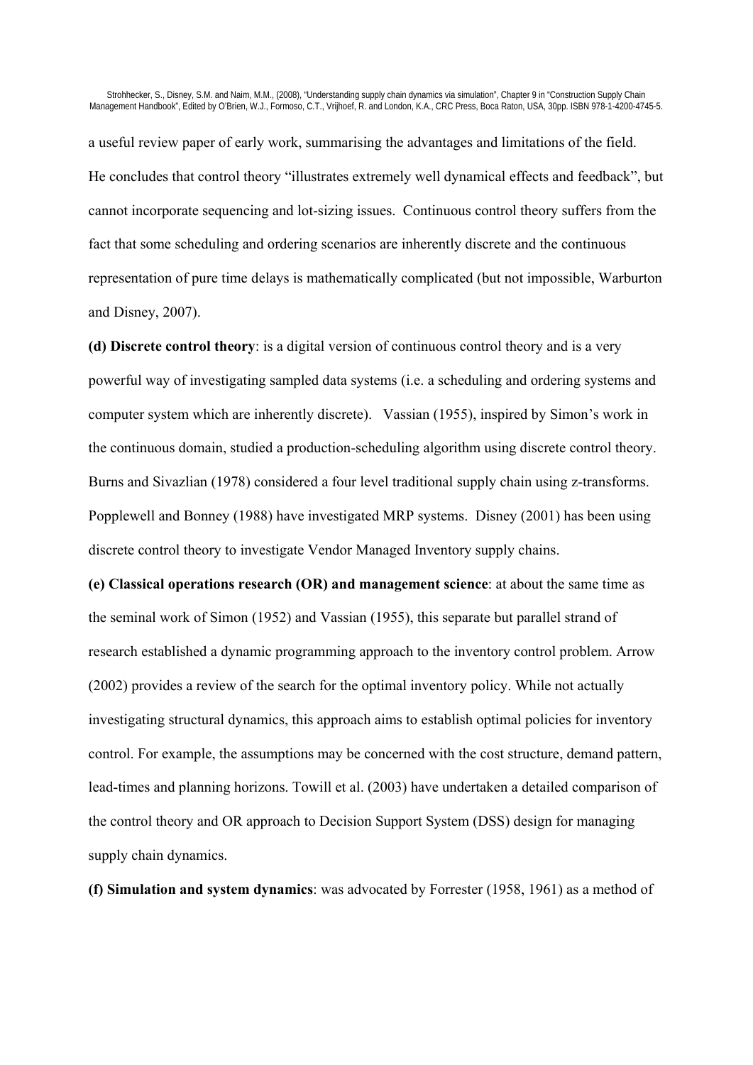a useful review paper of early work, summarising the advantages and limitations of the field. He concludes that control theory "illustrates extremely well dynamical effects and feedback", but cannot incorporate sequencing and lot-sizing issues. Continuous control theory suffers from the fact that some scheduling and ordering scenarios are inherently discrete and the continuous representation of pure time delays is mathematically complicated (but not impossible, Warburton and Disney, 2007).

**(d) Discrete control theory**: is a digital version of continuous control theory and is a very powerful way of investigating sampled data systems (i.e. a scheduling and ordering systems and computer system which are inherently discrete). Vassian (1955), inspired by Simon's work in the continuous domain, studied a production-scheduling algorithm using discrete control theory. Burns and Sivazlian (1978) considered a four level traditional supply chain using z-transforms. Popplewell and Bonney (1988) have investigated MRP systems. Disney (2001) has been using discrete control theory to investigate Vendor Managed Inventory supply chains.

**(e) Classical operations research (OR) and management science**: at about the same time as the seminal work of Simon (1952) and Vassian (1955), this separate but parallel strand of research established a dynamic programming approach to the inventory control problem. Arrow (2002) provides a review of the search for the optimal inventory policy. While not actually investigating structural dynamics, this approach aims to establish optimal policies for inventory control. For example, the assumptions may be concerned with the cost structure, demand pattern, lead-times and planning horizons. Towill et al. (2003) have undertaken a detailed comparison of the control theory and OR approach to Decision Support System (DSS) design for managing supply chain dynamics.

**(f) Simulation and system dynamics**: was advocated by Forrester (1958, 1961) as a method of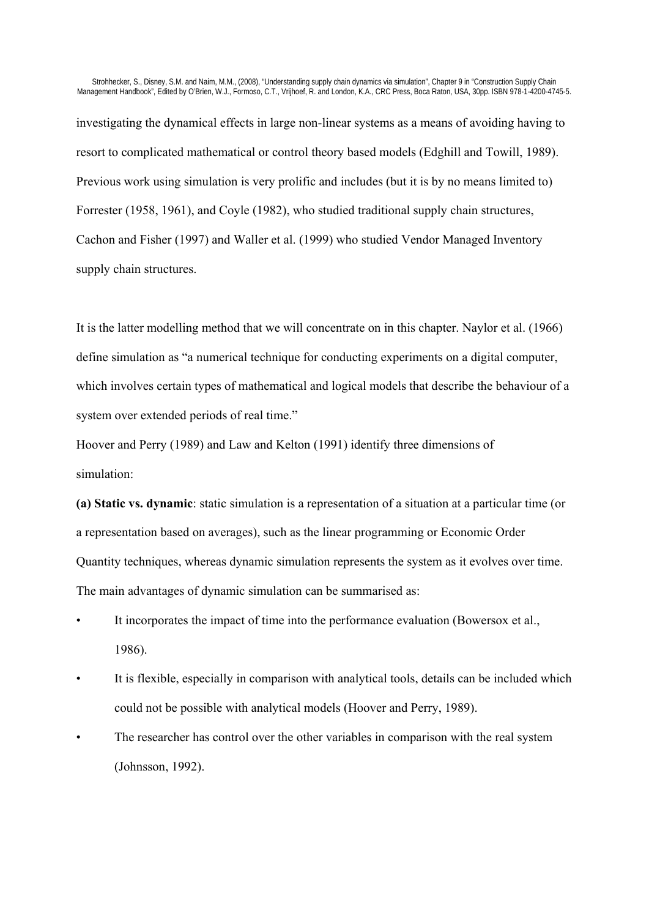investigating the dynamical effects in large non-linear systems as a means of avoiding having to resort to complicated mathematical or control theory based models (Edghill and Towill, 1989). Previous work using simulation is very prolific and includes (but it is by no means limited to) Forrester (1958, 1961), and Coyle (1982), who studied traditional supply chain structures, Cachon and Fisher (1997) and Waller et al. (1999) who studied Vendor Managed Inventory supply chain structures.

It is the latter modelling method that we will concentrate on in this chapter. Naylor et al. (1966) define simulation as "a numerical technique for conducting experiments on a digital computer, which involves certain types of mathematical and logical models that describe the behaviour of a system over extended periods of real time."

Hoover and Perry (1989) and Law and Kelton (1991) identify three dimensions of simulation:

**(a) Static vs. dynamic**: static simulation is a representation of a situation at a particular time (or a representation based on averages), such as the linear programming or Economic Order Quantity techniques, whereas dynamic simulation represents the system as it evolves over time. The main advantages of dynamic simulation can be summarised as:

- It incorporates the impact of time into the performance evaluation (Bowersox et al., 1986).
- It is flexible, especially in comparison with analytical tools, details can be included which could not be possible with analytical models (Hoover and Perry, 1989).
- The researcher has control over the other variables in comparison with the real system (Johnsson, 1992).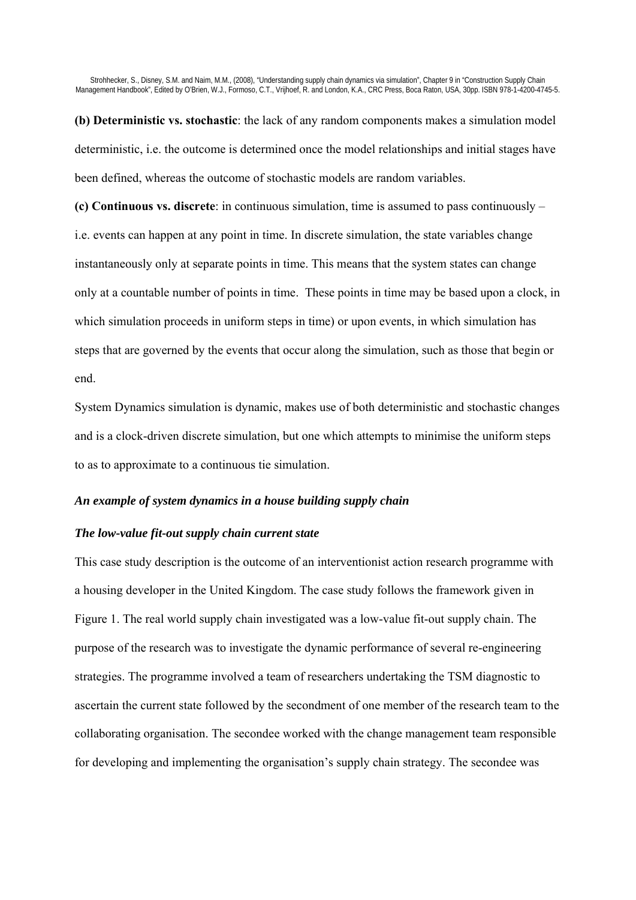**(b) Deterministic vs. stochastic**: the lack of any random components makes a simulation model deterministic, i.e. the outcome is determined once the model relationships and initial stages have been defined, whereas the outcome of stochastic models are random variables.

**(c) Continuous vs. discrete**: in continuous simulation, time is assumed to pass continuously – i.e. events can happen at any point in time. In discrete simulation, the state variables change instantaneously only at separate points in time. This means that the system states can change only at a countable number of points in time. These points in time may be based upon a clock, in which simulation proceeds in uniform steps in time) or upon events, in which simulation has steps that are governed by the events that occur along the simulation, such as those that begin or end.

System Dynamics simulation is dynamic, makes use of both deterministic and stochastic changes and is a clock-driven discrete simulation, but one which attempts to minimise the uniform steps to as to approximate to a continuous tie simulation.

### *An example of system dynamics in a house building supply chain*

### *The low-value fit-out supply chain current state*

This case study description is the outcome of an interventionist action research programme with a housing developer in the United Kingdom. The case study follows the framework given in Figure 1. The real world supply chain investigated was a low-value fit-out supply chain. The purpose of the research was to investigate the dynamic performance of several re-engineering strategies. The programme involved a team of researchers undertaking the TSM diagnostic to ascertain the current state followed by the secondment of one member of the research team to the collaborating organisation. The secondee worked with the change management team responsible for developing and implementing the organisation's supply chain strategy. The secondee was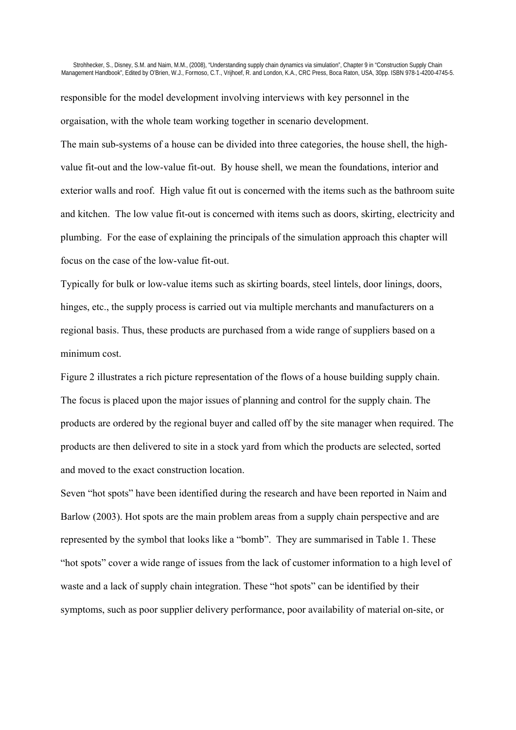responsible for the model development involving interviews with key personnel in the orgaisation, with the whole team working together in scenario development.

The main sub-systems of a house can be divided into three categories, the house shell, the high-value fit-out and the low-value fit-out. By house shell, we mean the foundations, interior and exterior walls and roof. High value fit out is concerned with the items such as the bathroom suite and kitchen. The low value fit-out is concerned with items such as doors, skirting, electricity and plumbing. For the ease of explaining the principals of the simulation approach this chapter will focus on the case of the low-value fit-out.

Typically for bulk or low-value items such as skirting boards, steel lintels, door linings, doors, hinges, etc., the supply process is carried out via multiple merchants and manufacturers on a regional basis. Thus, these products are purchased from a wide range of suppliers based on a minimum cost.

Figure 2 illustrates a rich picture representation of the flows of a house building supply chain. The focus is placed upon the major issues of planning and control for the supply chain. The products are ordered by the regional buyer and called off by the site manager when required. The products are then delivered to site in a stock yard from which the products are selected, sorted and moved to the exact construction location.

Seven "hot spots" have been identified during the research and have been reported in Naim and Barlow (2003). Hot spots are the main problem areas from a supply chain perspective and are represented by the symbol that looks like a "bomb". They are summarised in Table 1. These "hot spots" cover a wide range of issues from the lack of customer information to a high level of waste and a lack of supply chain integration. These "hot spots" can be identified by their symptoms, such as poor supplier delivery performance, poor availability of material on-site, or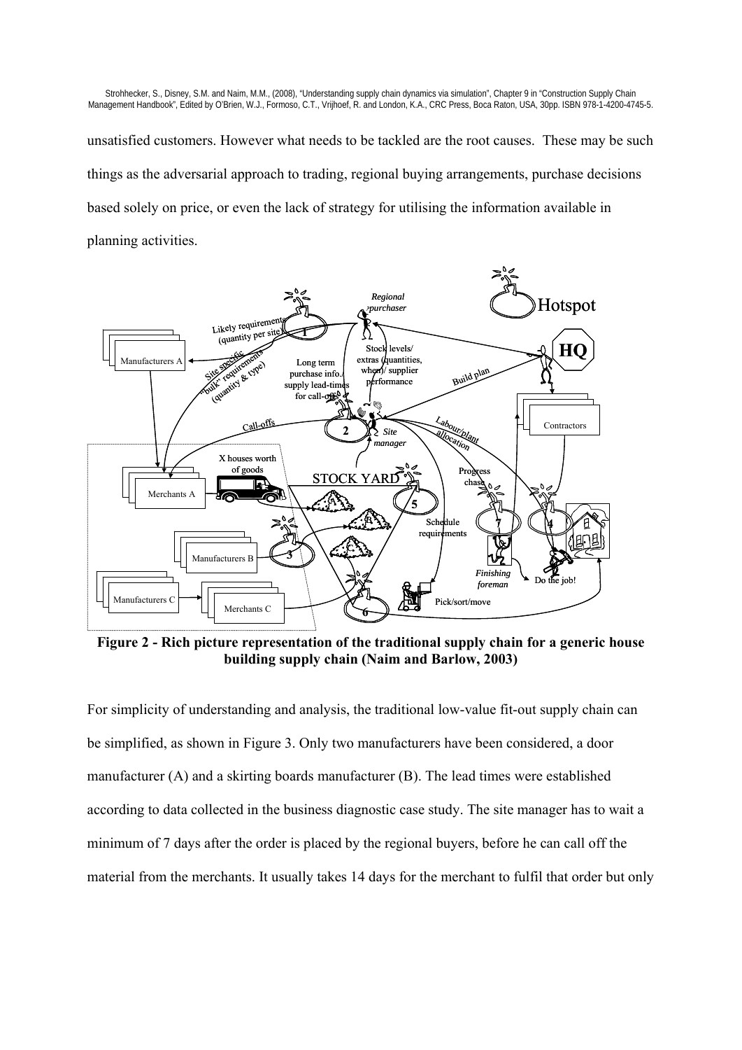unsatisfied customers. However what needs to be tackled are the root causes. These may be such things as the adversarial approach to trading, regional buying arrangements, purchase decisions based solely on price, or even the lack of strategy for utilising the information available in planning activities.

**Figure 2 - Rich picture representation of the traditional supply chain for a generic house building supply chain (Naim and Barlow, 2003)**

For simplicity of understanding and analysis, the traditional low-value fit-out supply chain can be simplified, as shown in Figure 3. Only two manufacturers have been considered, a door manufacturer (A) and a skirting boards manufacturer (B). The lead times were established according to data collected in the business diagnostic case study. The site manager has to wait a minimum of 7 days after the order is placed by the regional buyers, before he can call off the material from the merchants. It usually takes 14 days for the merchant to fulfil that order but only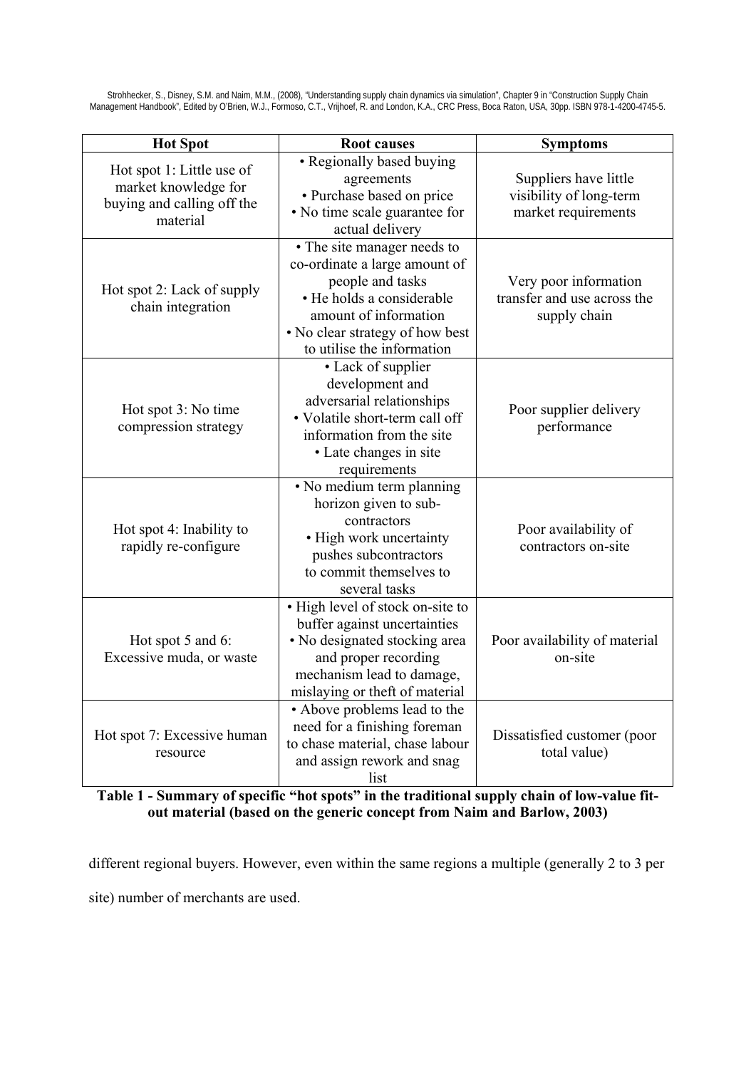| Hot Spot | Root causes | Symptoms |
|---|---|---|
| Hot spot 1: Little use of market knowledge for buying and calling off the material | • Regionally based buying agreements<br>• Purchase based on price<br>• No time scale guarantee for actual delivery | Suppliers have little visibility of long-term market requirements |
| Hot spot 2: Lack of supply chain integration | • The site manager needs to co-ordinate a large amount of people and tasks<br>• He holds a considerable amount of information<br>• No clear strategy of how best to utilise the information | Very poor information transfer and use across the supply chain |
| Hot spot 3: No time compression strategy | • Lack of supplier development and adversarial relationships<br>• Volatile short-term call off information from the site<br>• Late changes in site requirements | Poor supplier delivery performance |
| Hot spot 4: Inability to rapidly re-configure | • No medium term planning horizon given to sub-contractors<br>• High work uncertainty pushes subcontractors to commit themselves to several tasks | Poor availability of contractors on-site |
| Hot spot 5 and 6: Excessive muda, or waste | • High level of stock on-site to buffer against uncertainties<br>• No designated stocking area and proper recording mechanism lead to damage, mislaying or theft of material | Poor availability of material on-site |
| Hot spot 7: Excessive human resource | • Above problems lead to the need for a finishing foreman to chase material, chase labour and assign rework and snag list | Dissatisfied customer (poor total value) |

**Table 1 - Summary of specific "hot spots" in the traditional supply chain of low-value fit-out material (based on the generic concept from Naim and Barlow, 2003)**

different regional buyers. However, even within the same regions a multiple (generally 2 to 3 per site) number of merchants are used.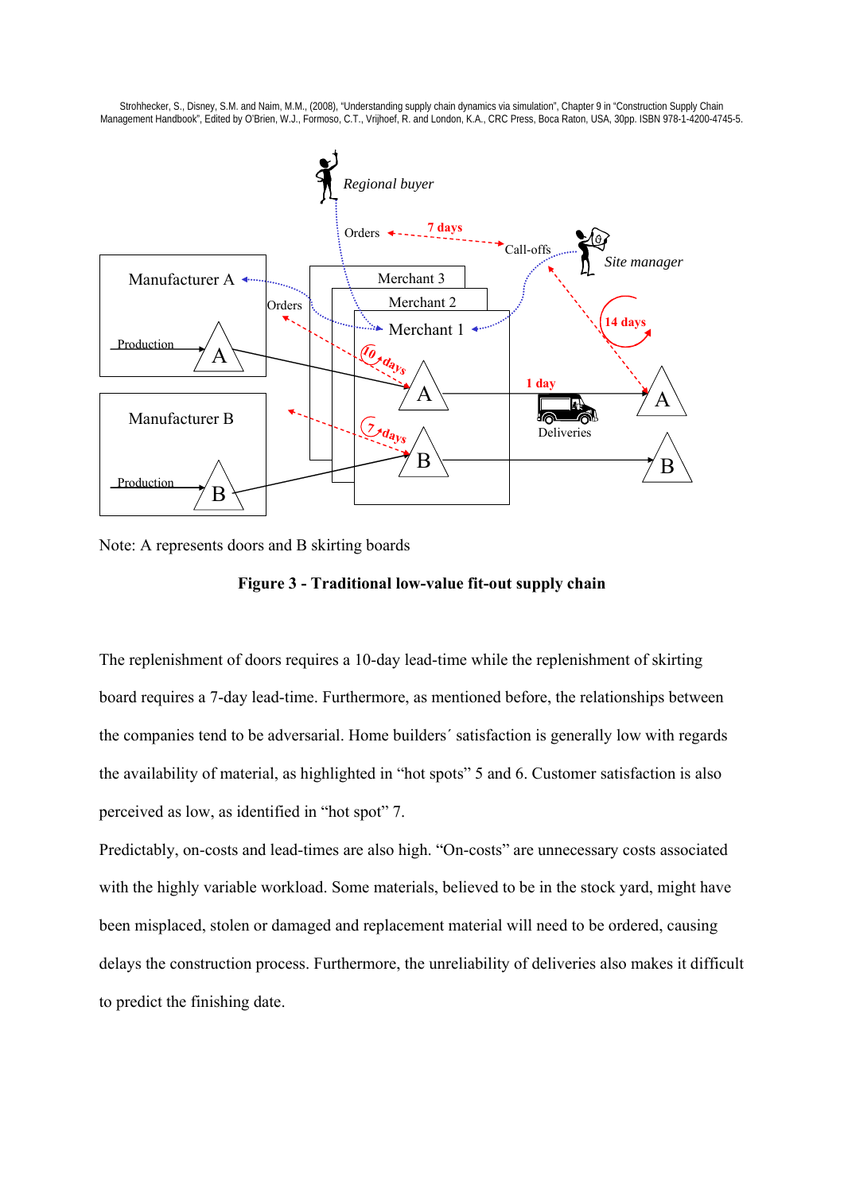Note: A represents doors and B skirting boards

**Figure 3 - Traditional low-value fit-out supply chain**

The replenishment of doors requires a 10-day lead-time while the replenishment of skirting board requires a 7-day lead-time. Furthermore, as mentioned before, the relationships between the companies tend to be adversarial. Home builders´ satisfaction is generally low with regards the availability of material, as highlighted in “hot spots” 5 and 6. Customer satisfaction is also perceived as low, as identified in “hot spot” 7.

Predictably, on-costs and lead-times are also high. “On-costs” are unnecessary costs associated with the highly variable workload. Some materials, believed to be in the stock yard, might have been misplaced, stolen or damaged and replacement material will need to be ordered, causing delays the construction process. Furthermore, the unreliability of deliveries also makes it difficult to predict the finishing date.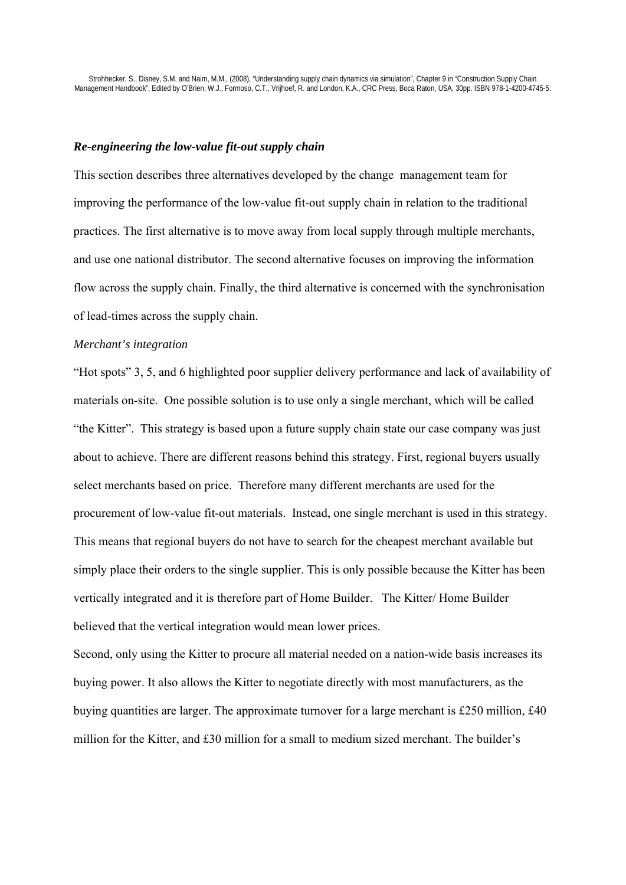### *Re-engineering the low-value fit-out supply chain*

This section describes three alternatives developed by the change management team for improving the performance of the low-value fit-out supply chain in relation to the traditional practices. The first alternative is to move away from local supply through multiple merchants, and use one national distributor. The second alternative focuses on improving the information flow across the supply chain. Finally, the third alternative is concerned with the synchronisation of lead-times across the supply chain.

*Merchant's integration*

"Hot spots" 3, 5, and 6 highlighted poor supplier delivery performance and lack of availability of materials on-site. One possible solution is to use only a single merchant, which will be called "the Kitter". This strategy is based upon a future supply chain state our case company was just about to achieve. There are different reasons behind this strategy. First, regional buyers usually select merchants based on price. Therefore many different merchants are used for the procurement of low-value fit-out materials. Instead, one single merchant is used in this strategy. This means that regional buyers do not have to search for the cheapest merchant available but simply place their orders to the single supplier. This is only possible because the Kitter has been vertically integrated and it is therefore part of Home Builder. The Kitter/ Home Builder believed that the vertical integration would mean lower prices.

Second, only using the Kitter to procure all material needed on a nation-wide basis increases its buying power. It also allows the Kitter to negotiate directly with most manufacturers, as the buying quantities are larger. The approximate turnover for a large merchant is £250 million, £40 million for the Kitter, and £30 million for a small to medium sized merchant. The builder's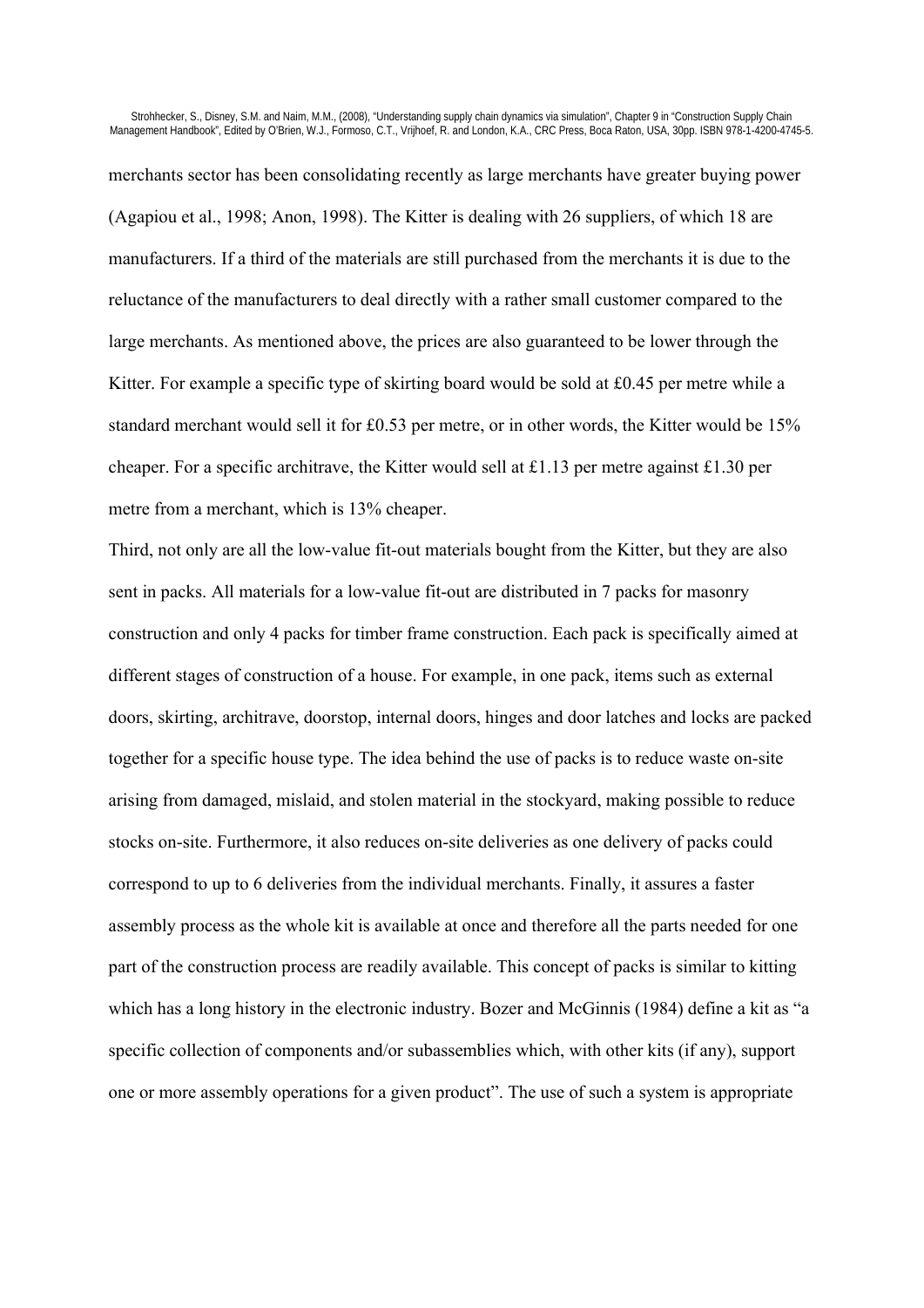merchants sector has been consolidating recently as large merchants have greater buying power (Agapiou et al., 1998; Anon, 1998). The Kitter is dealing with 26 suppliers, of which 18 are manufacturers. If a third of the materials are still purchased from the merchants it is due to the reluctance of the manufacturers to deal directly with a rather small customer compared to the large merchants. As mentioned above, the prices are also guaranteed to be lower through the Kitter. For example a specific type of skirting board would be sold at £0.45 per metre while a standard merchant would sell it for £0.53 per metre, or in other words, the Kitter would be 15% cheaper. For a specific architrave, the Kitter would sell at £1.13 per metre against £1.30 per metre from a merchant, which is 13% cheaper.

Third, not only are all the low-value fit-out materials bought from the Kitter, but they are also sent in packs. All materials for a low-value fit-out are distributed in 7 packs for masonry construction and only 4 packs for timber frame construction. Each pack is specifically aimed at different stages of construction of a house. For example, in one pack, items such as external doors, skirting, architrave, doorstop, internal doors, hinges and door latches and locks are packed together for a specific house type. The idea behind the use of packs is to reduce waste on-site arising from damaged, mislaid, and stolen material in the stockyard, making possible to reduce stocks on-site. Furthermore, it also reduces on-site deliveries as one delivery of packs could correspond to up to 6 deliveries from the individual merchants. Finally, it assures a faster assembly process as the whole kit is available at once and therefore all the parts needed for one part of the construction process are readily available. This concept of packs is similar to kitting which has a long history in the electronic industry. Bozer and McGinnis (1984) define a kit as "a specific collection of components and/or subassemblies which, with other kits (if any), support one or more assembly operations for a given product". The use of such a system is appropriate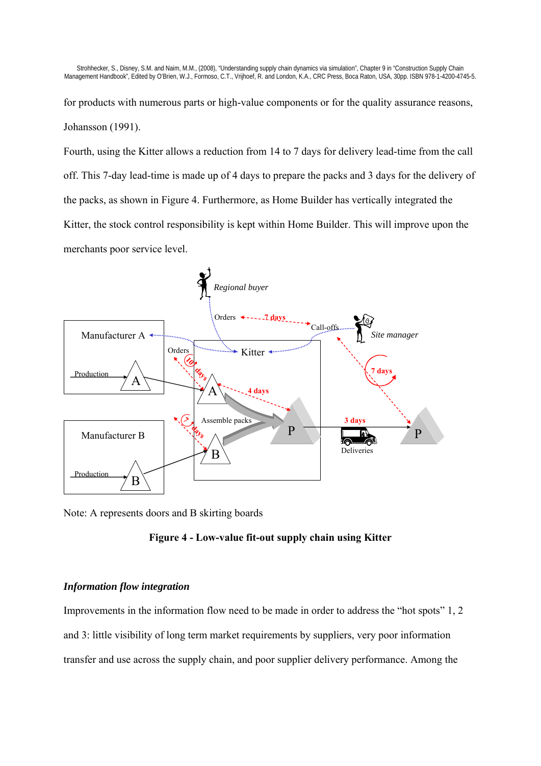for products with numerous parts or high-value components or for the quality assurance reasons, Johansson (1991).

Fourth, using the Kitter allows a reduction from 14 to 7 days for delivery lead-time from the call off. This 7-day lead-time is made up of 4 days to prepare the packs and 3 days for the delivery of the packs, as shown in Figure 4. Furthermore, as Home Builder has vertically integrated the Kitter, the stock control responsibility is kept within Home Builder. This will improve upon the merchants poor service level.

Note: A represents doors and B skirting boards

**Figure 4 - Low-value fit-out supply chain using Kitter**

***Information flow integration***

Improvements in the information flow need to be made in order to address the "hot spots" 1, 2 and 3: little visibility of long term market requirements by suppliers, very poor information transfer and use across the supply chain, and poor supplier delivery performance. Among the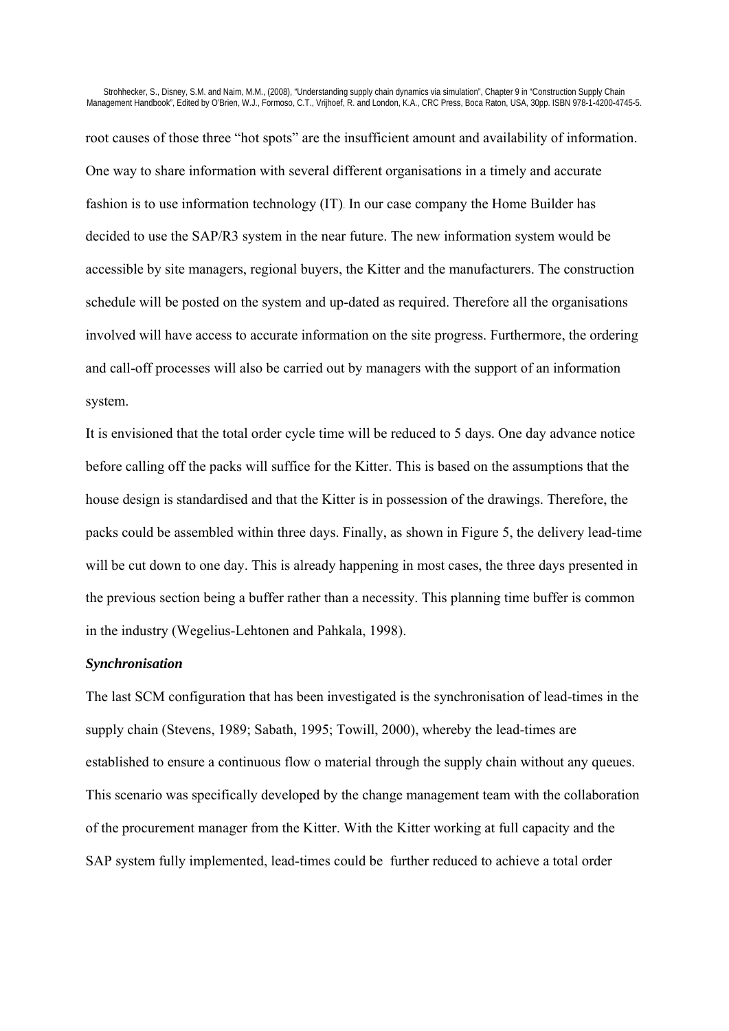root causes of those three "hot spots" are the insufficient amount and availability of information. One way to share information with several different organisations in a timely and accurate fashion is to use information technology (IT). In our case company the Home Builder has decided to use the SAP/R3 system in the near future. The new information system would be accessible by site managers, regional buyers, the Kitter and the manufacturers. The construction schedule will be posted on the system and up-dated as required. Therefore all the organisations involved will have access to accurate information on the site progress. Furthermore, the ordering and call-off processes will also be carried out by managers with the support of an information system.

It is envisioned that the total order cycle time will be reduced to 5 days. One day advance notice before calling off the packs will suffice for the Kitter. This is based on the assumptions that the house design is standardised and that the Kitter is in possession of the drawings. Therefore, the packs could be assembled within three days. Finally, as shown in Figure 5, the delivery lead-time will be cut down to one day. This is already happening in most cases, the three days presented in the previous section being a buffer rather than a necessity. This planning time buffer is common in the industry (Wegelius-Lehtonen and Pahkala, 1998).

***Synchronisation***

The last SCM configuration that has been investigated is the synchronisation of lead-times in the supply chain (Stevens, 1989; Sabath, 1995; Towill, 2000), whereby the lead-times are established to ensure a continuous flow o material through the supply chain without any queues. This scenario was specifically developed by the change management team with the collaboration of the procurement manager from the Kitter. With the Kitter working at full capacity and the SAP system fully implemented, lead-times could be further reduced to achieve a total order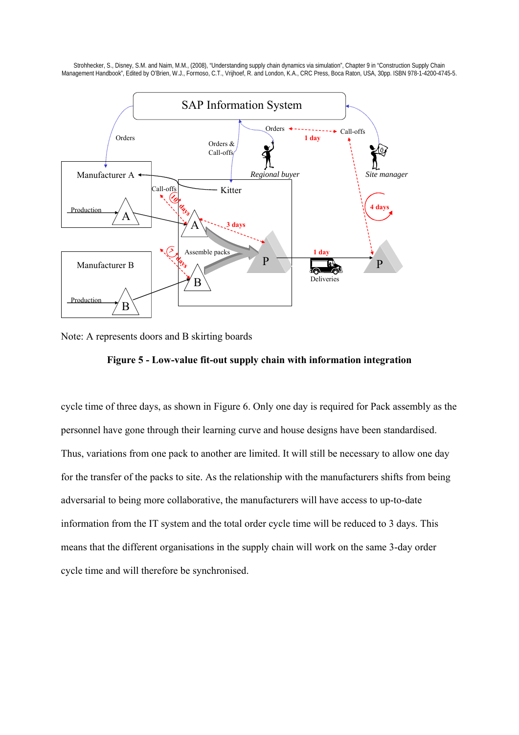Note: A represents doors and B skirting boards

**Figure 5 - Low-value fit-out supply chain with information integration**

cycle time of three days, as shown in Figure 6. Only one day is required for Pack assembly as the personnel have gone through their learning curve and house designs have been standardised. Thus, variations from one pack to another are limited. It will still be necessary to allow one day for the transfer of the packs to site. As the relationship with the manufacturers shifts from being adversarial to being more collaborative, the manufacturers will have access to up-to-date information from the IT system and the total order cycle time will be reduced to 3 days. This means that the different organisations in the supply chain will work on the same 3-day order cycle time and will therefore be synchronised.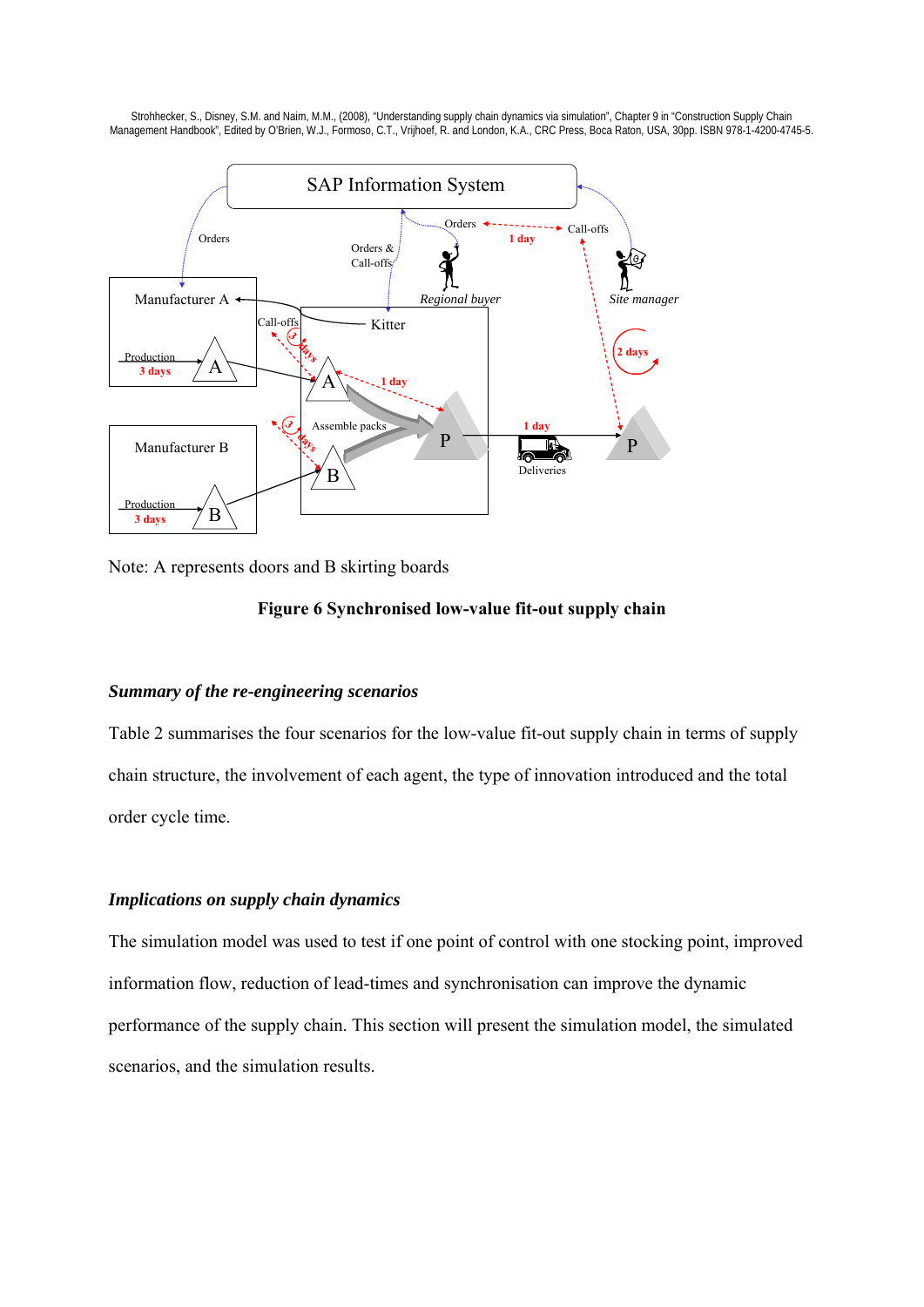Note: A represents doors and B skirting boards

**Figure 6 Synchronised low-value fit-out supply chain**

### *Summary of the re-engineering scenarios*

Table 2 summarises the four scenarios for the low-value fit-out supply chain in terms of supply chain structure, the involvement of each agent, the type of innovation introduced and the total order cycle time.

### *Implications on supply chain dynamics*

The simulation model was used to test if one point of control with one stocking point, improved information flow, reduction of lead-times and synchronisation can improve the dynamic performance of the supply chain. This section will present the simulation model, the simulated scenarios, and the simulation results.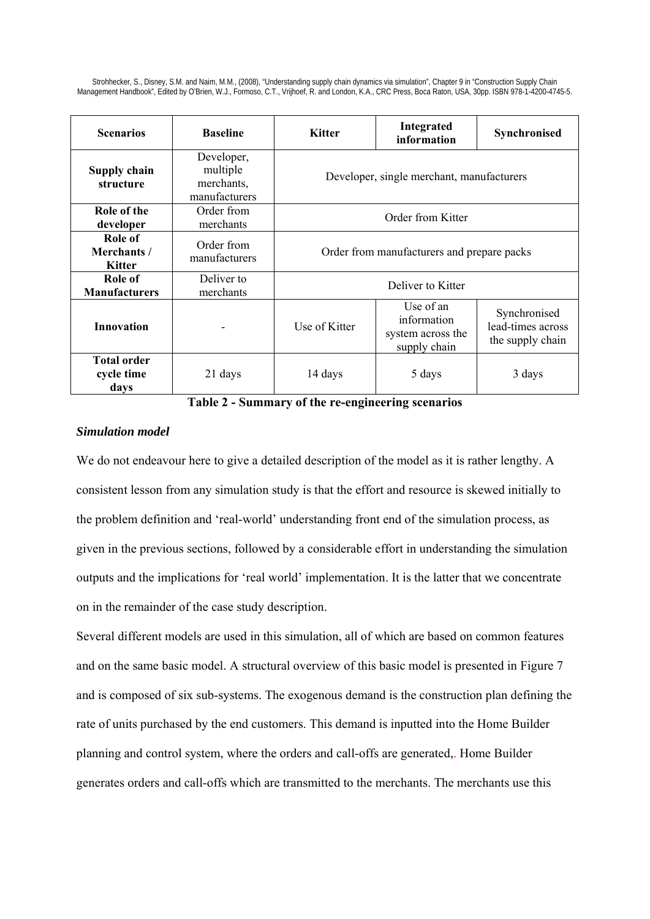| Scenarios | Baseline | Kitter | Integrated information | Synchronised |
|---|---|---|---|---|
| **Supply chain structure** | Developer, multiple merchants, manufacturers | Developer, single merchant, manufacturers | | |
| **Role of the developer** | Order from merchants | Order from Kitter | | |
| **Role of Merchants / Kitter** | Order from manufacturers | Order from manufacturers and prepare packs | | |
| **Role of Manufacturers** | Deliver to merchants | Deliver to Kitter | | |
| **Innovation** | - | Use of Kitter | Use of an information system across the supply chain | Synchronised lead-times across the supply chain |
| **Total order cycle time days** | 21 days | 14 days | 5 days | 3 days |

**Table 2 - Summary of the re-engineering scenarios**

### *Simulation model*

We do not endeavour here to give a detailed description of the model as it is rather lengthy. A consistent lesson from any simulation study is that the effort and resource is skewed initially to the problem definition and 'real-world' understanding front end of the simulation process, as given in the previous sections, followed by a considerable effort in understanding the simulation outputs and the implications for 'real world' implementation. It is the latter that we concentrate on in the remainder of the case study description.

Several different models are used in this simulation, all of which are based on common features and on the same basic model. A structural overview of this basic model is presented in Figure 7 and is composed of six sub-systems. The exogenous demand is the construction plan defining the rate of units purchased by the end customers. This demand is inputted into the Home Builder planning and control system, where the orders and call-offs are generated,. Home Builder generates orders and call-offs which are transmitted to the merchants. The merchants use this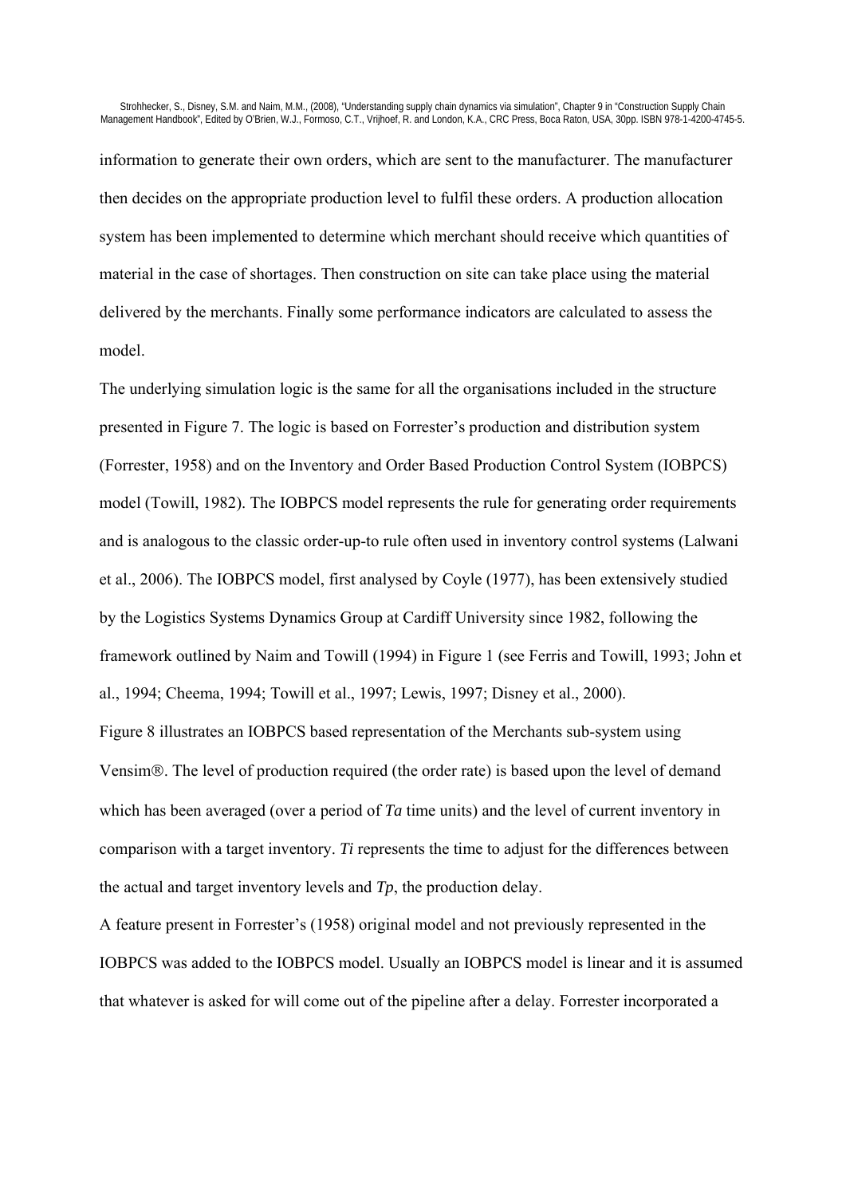information to generate their own orders, which are sent to the manufacturer. The manufacturer then decides on the appropriate production level to fulfil these orders. A production allocation system has been implemented to determine which merchant should receive which quantities of material in the case of shortages. Then construction on site can take place using the material delivered by the merchants. Finally some performance indicators are calculated to assess the model.

The underlying simulation logic is the same for all the organisations included in the structure presented in Figure 7. The logic is based on Forrester's production and distribution system (Forrester, 1958) and on the Inventory and Order Based Production Control System (IOBPCS) model (Towill, 1982). The IOBPCS model represents the rule for generating order requirements and is analogous to the classic order-up-to rule often used in inventory control systems (Lalwani et al., 2006). The IOBPCS model, first analysed by Coyle (1977), has been extensively studied by the Logistics Systems Dynamics Group at Cardiff University since 1982, following the framework outlined by Naim and Towill (1994) in Figure 1 (see Ferris and Towill, 1993; John et al., 1994; Cheema, 1994; Towill et al., 1997; Lewis, 1997; Disney et al., 2000).

Figure 8 illustrates an IOBPCS based representation of the Merchants sub-system using Vensim®. The level of production required (the order rate) is based upon the level of demand which has been averaged (over a period of *Ta* time units) and the level of current inventory in comparison with a target inventory. *Ti* represents the time to adjust for the differences between the actual and target inventory levels and *Tp*, the production delay.

A feature present in Forrester's (1958) original model and not previously represented in the IOBPCS was added to the IOBPCS model. Usually an IOBPCS model is linear and it is assumed that whatever is asked for will come out of the pipeline after a delay. Forrester incorporated a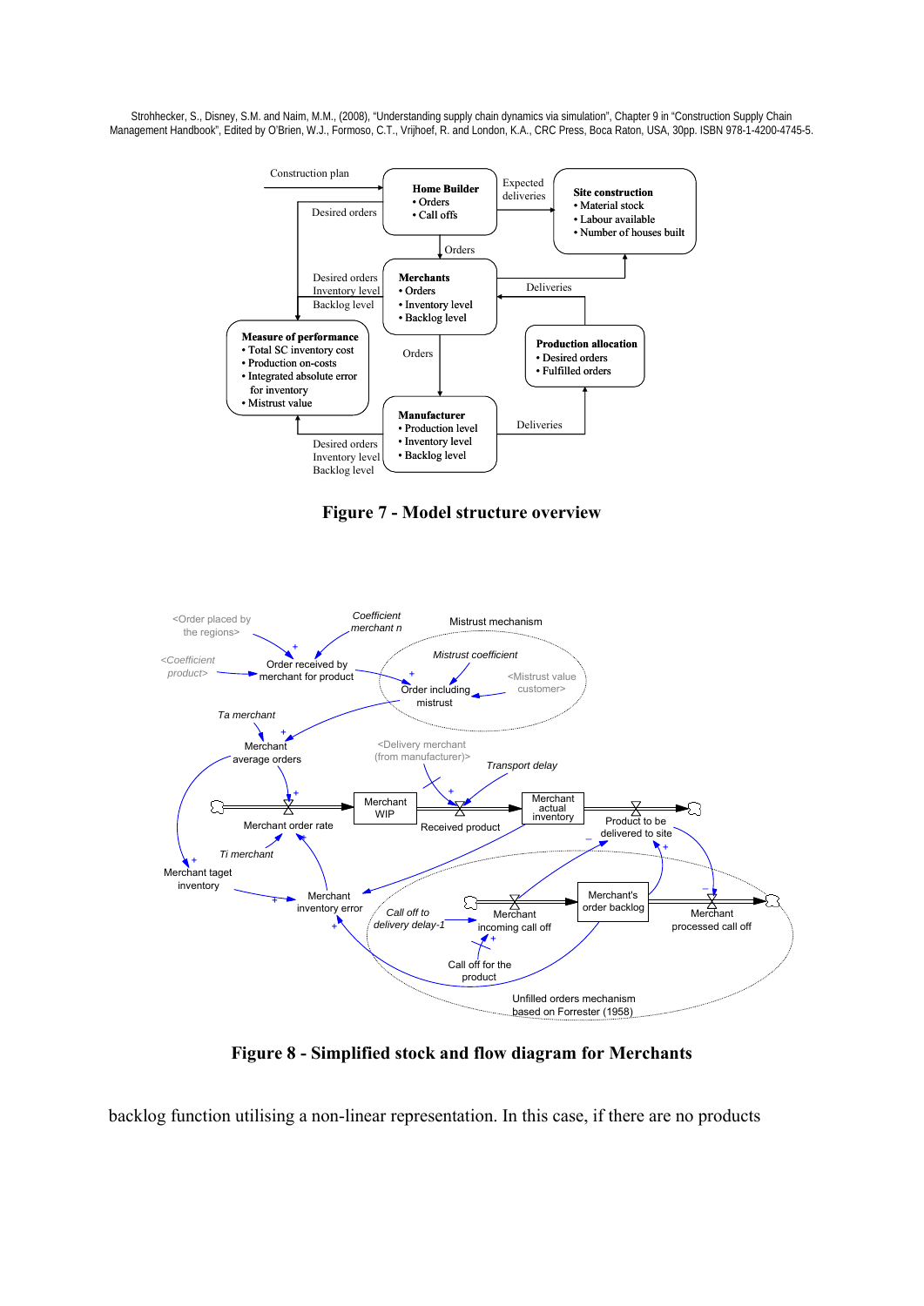**Figure 7 - Model structure overview**

**Figure 8 - Simplified stock and flow diagram for Merchants**

backlog function utilising a non-linear representation. In this case, if there are no products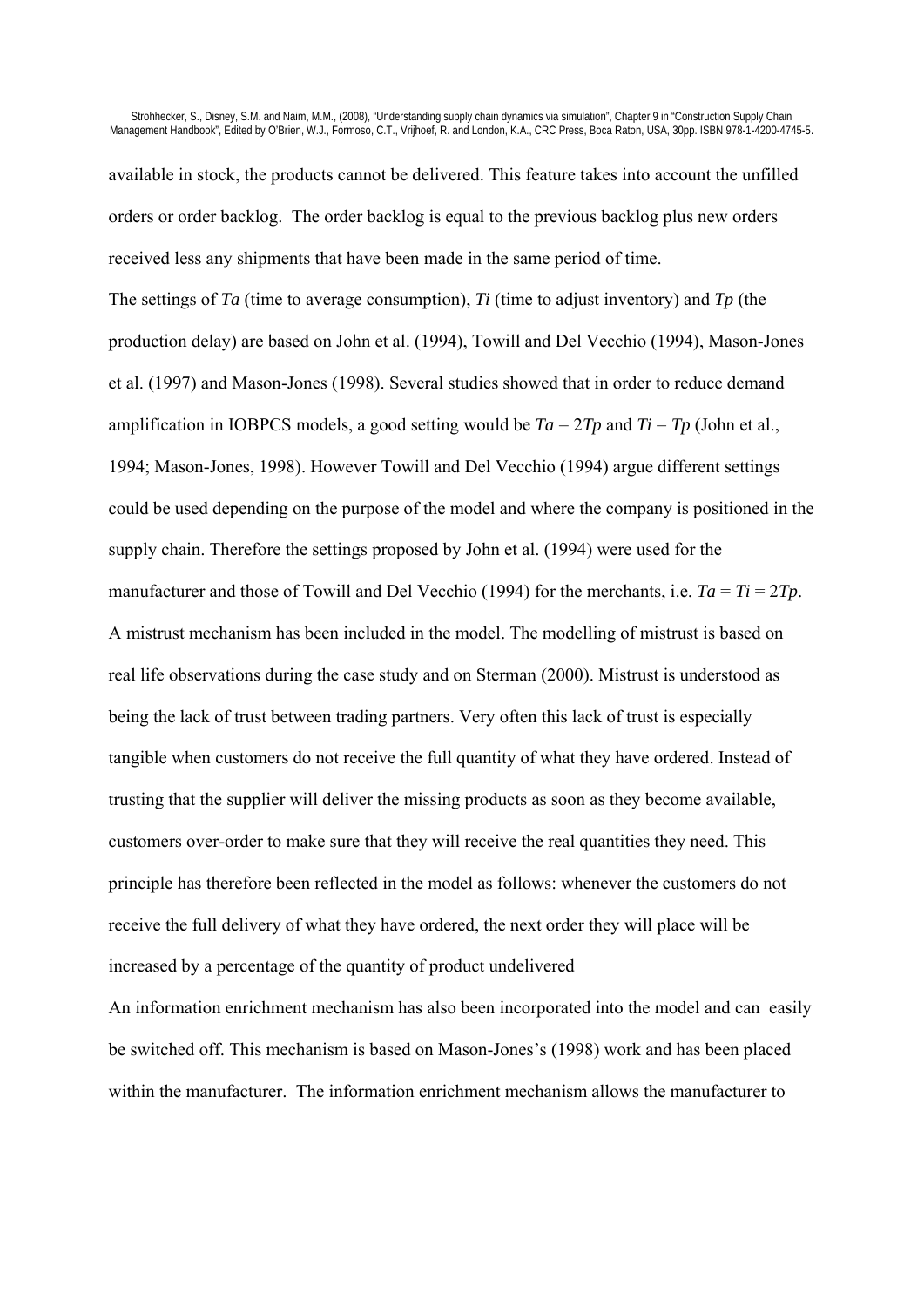available in stock, the products cannot be delivered. This feature takes into account the unfilled orders or order backlog. The order backlog is equal to the previous backlog plus new orders received less any shipments that have been made in the same period of time.

The settings of $Ta$ (time to average consumption), $Ti$ (time to adjust inventory) and $Tp$ (the production delay) are based on John et al. (1994), Towill and Del Vecchio (1994), Mason-Jones et al. (1997) and Mason-Jones (1998). Several studies showed that in order to reduce demand amplification in IOBPCS models, a good setting would be $Ta = 2Tp$ and $Ti = Tp$ (John et al., 1994; Mason-Jones, 1998). However Towill and Del Vecchio (1994) argue different settings could be used depending on the purpose of the model and where the company is positioned in the supply chain. Therefore the settings proposed by John et al. (1994) were used for the manufacturer and those of Towill and Del Vecchio (1994) for the merchants, i.e. $Ta = Ti = 2Tp$.

A mistrust mechanism has been included in the model. The modelling of mistrust is based on real life observations during the case study and on Sterman (2000). Mistrust is understood as being the lack of trust between trading partners. Very often this lack of trust is especially tangible when customers do not receive the full quantity of what they have ordered. Instead of trusting that the supplier will deliver the missing products as soon as they become available, customers over-order to make sure that they will receive the real quantities they need. This principle has therefore been reflected in the model as follows: whenever the customers do not receive the full delivery of what they have ordered, the next order they will place will be increased by a percentage of the quantity of product undelivered

An information enrichment mechanism has also been incorporated into the model and can easily be switched off. This mechanism is based on Mason-Jones's (1998) work and has been placed within the manufacturer. The information enrichment mechanism allows the manufacturer to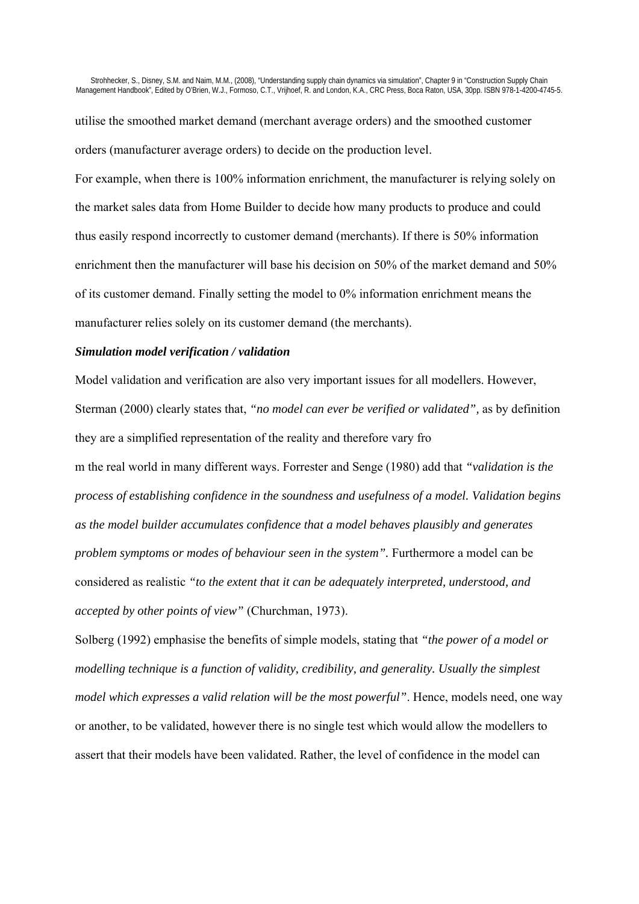utilise the smoothed market demand (merchant average orders) and the smoothed customer orders (manufacturer average orders) to decide on the production level.

For example, when there is 100% information enrichment, the manufacturer is relying solely on the market sales data from Home Builder to decide how many products to produce and could thus easily respond incorrectly to customer demand (merchants). If there is 50% information enrichment then the manufacturer will base his decision on 50% of the market demand and 50% of its customer demand. Finally setting the model to 0% information enrichment means the manufacturer relies solely on its customer demand (the merchants).

***Simulation model verification / validation***

Model validation and verification are also very important issues for all modellers. However, Sterman (2000) clearly states that, *"no model can ever be verified or validated"*, as by definition they are a simplified representation of the reality and therefore vary from the real world in many different ways. Forrester and Senge (1980) add that *"validation is the process of establishing confidence in the soundness and usefulness of a model. Validation begins as the model builder accumulates confidence that a model behaves plausibly and generates problem symptoms or modes of behaviour seen in the system".* Furthermore a model can be considered as realistic *"to the extent that it can be adequately interpreted, understood, and accepted by other points of view"* (Churchman, 1973).

Solberg (1992) emphasise the benefits of simple models, stating that *"the power of a model or modelling technique is a function of validity, credibility, and generality. Usually the simplest model which expresses a valid relation will be the most powerful"*. Hence, models need, one way or another, to be validated, however there is no single test which would allow the modellers to assert that their models have been validated. Rather, the level of confidence in the model can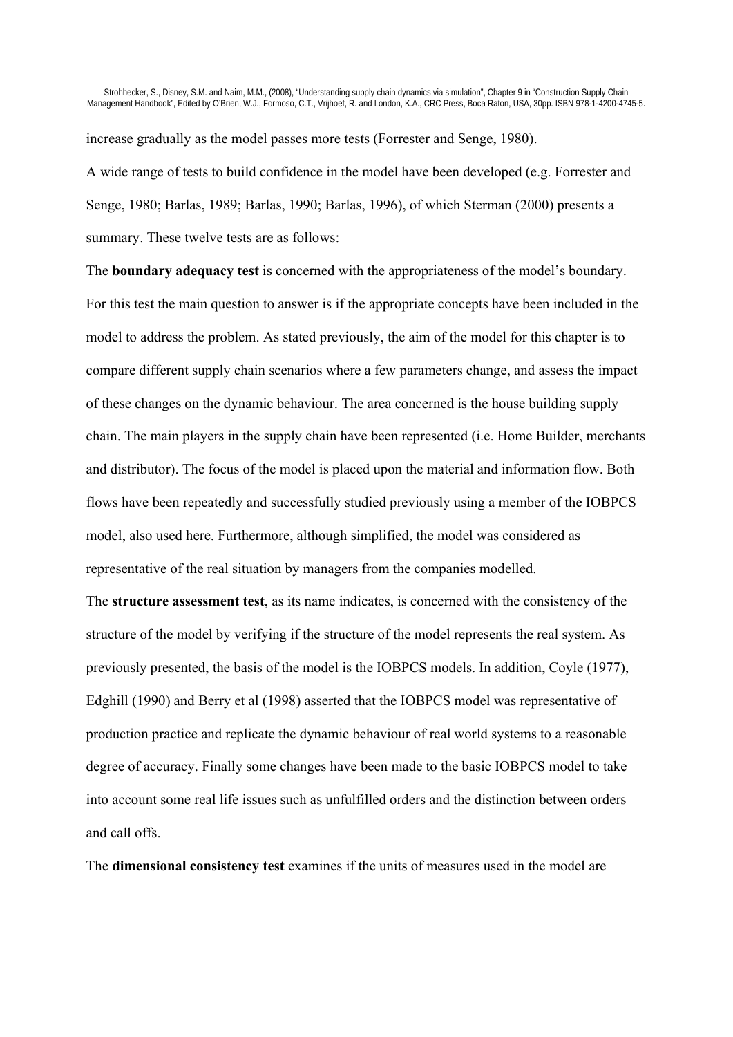increase gradually as the model passes more tests (Forrester and Senge, 1980).

A wide range of tests to build confidence in the model have been developed (e.g. Forrester and Senge, 1980; Barlas, 1989; Barlas, 1990; Barlas, 1996), of which Sterman (2000) presents a summary. These twelve tests are as follows:

The **boundary adequacy test** is concerned with the appropriateness of the model's boundary. For this test the main question to answer is if the appropriate concepts have been included in the model to address the problem. As stated previously, the aim of the model for this chapter is to compare different supply chain scenarios where a few parameters change, and assess the impact of these changes on the dynamic behaviour. The area concerned is the house building supply chain. The main players in the supply chain have been represented (i.e. Home Builder, merchants and distributor). The focus of the model is placed upon the material and information flow. Both flows have been repeatedly and successfully studied previously using a member of the IOBPCS model, also used here. Furthermore, although simplified, the model was considered as representative of the real situation by managers from the companies modelled.

The **structure assessment test**, as its name indicates, is concerned with the consistency of the structure of the model by verifying if the structure of the model represents the real system. As previously presented, the basis of the model is the IOBPCS models. In addition, Coyle (1977), Edghill (1990) and Berry et al (1998) asserted that the IOBPCS model was representative of production practice and replicate the dynamic behaviour of real world systems to a reasonable degree of accuracy. Finally some changes have been made to the basic IOBPCS model to take into account some real life issues such as unfulfilled orders and the distinction between orders and call offs.

The **dimensional consistency test** examines if the units of measures used in the model are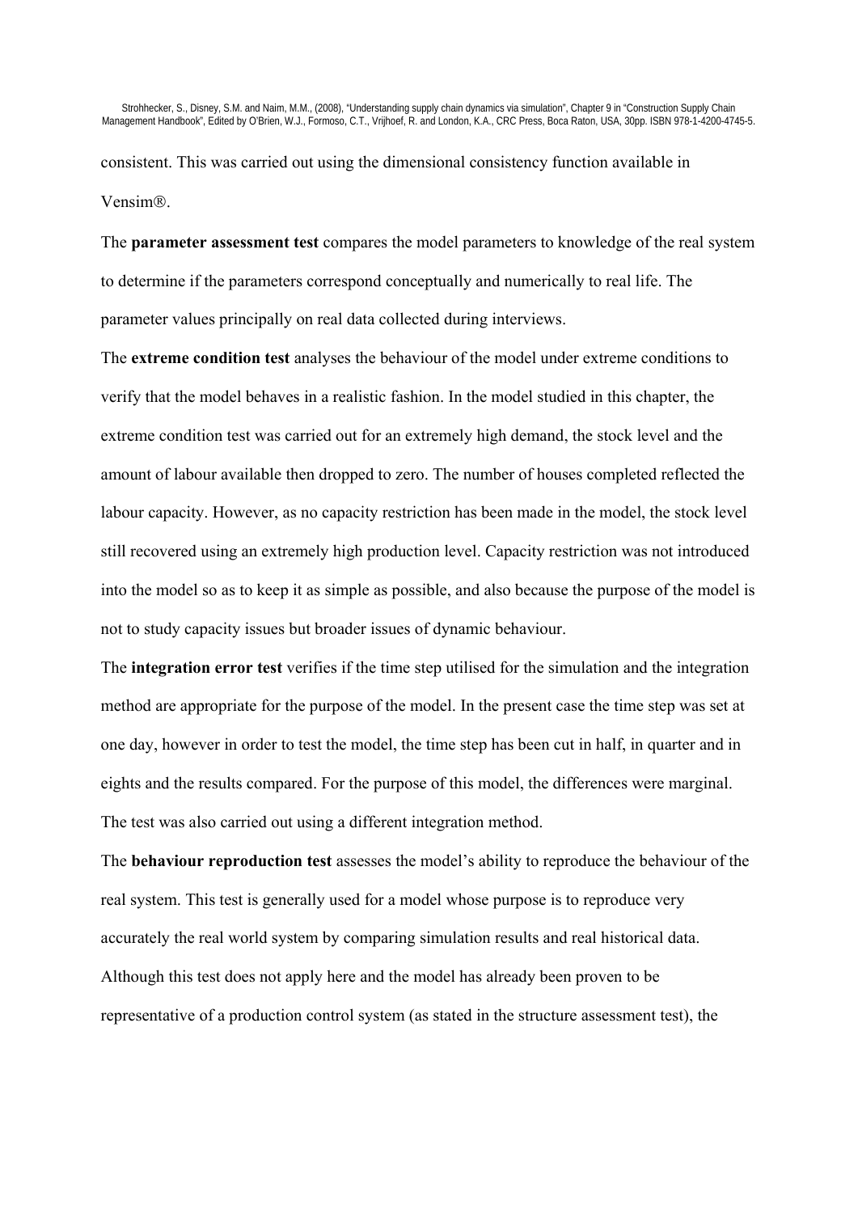consistent. This was carried out using the dimensional consistency function available in Vensim®.

The **parameter assessment test** compares the model parameters to knowledge of the real system to determine if the parameters correspond conceptually and numerically to real life. The parameter values principally on real data collected during interviews.

The **extreme condition test** analyses the behaviour of the model under extreme conditions to verify that the model behaves in a realistic fashion. In the model studied in this chapter, the extreme condition test was carried out for an extremely high demand, the stock level and the amount of labour available then dropped to zero. The number of houses completed reflected the labour capacity. However, as no capacity restriction has been made in the model, the stock level still recovered using an extremely high production level. Capacity restriction was not introduced into the model so as to keep it as simple as possible, and also because the purpose of the model is not to study capacity issues but broader issues of dynamic behaviour.

The **integration error test** verifies if the time step utilised for the simulation and the integration method are appropriate for the purpose of the model. In the present case the time step was set at one day, however in order to test the model, the time step has been cut in half, in quarter and in eights and the results compared. For the purpose of this model, the differences were marginal. The test was also carried out using a different integration method.

The **behaviour reproduction test** assesses the model's ability to reproduce the behaviour of the real system. This test is generally used for a model whose purpose is to reproduce very accurately the real world system by comparing simulation results and real historical data. Although this test does not apply here and the model has already been proven to be representative of a production control system (as stated in the structure assessment test), the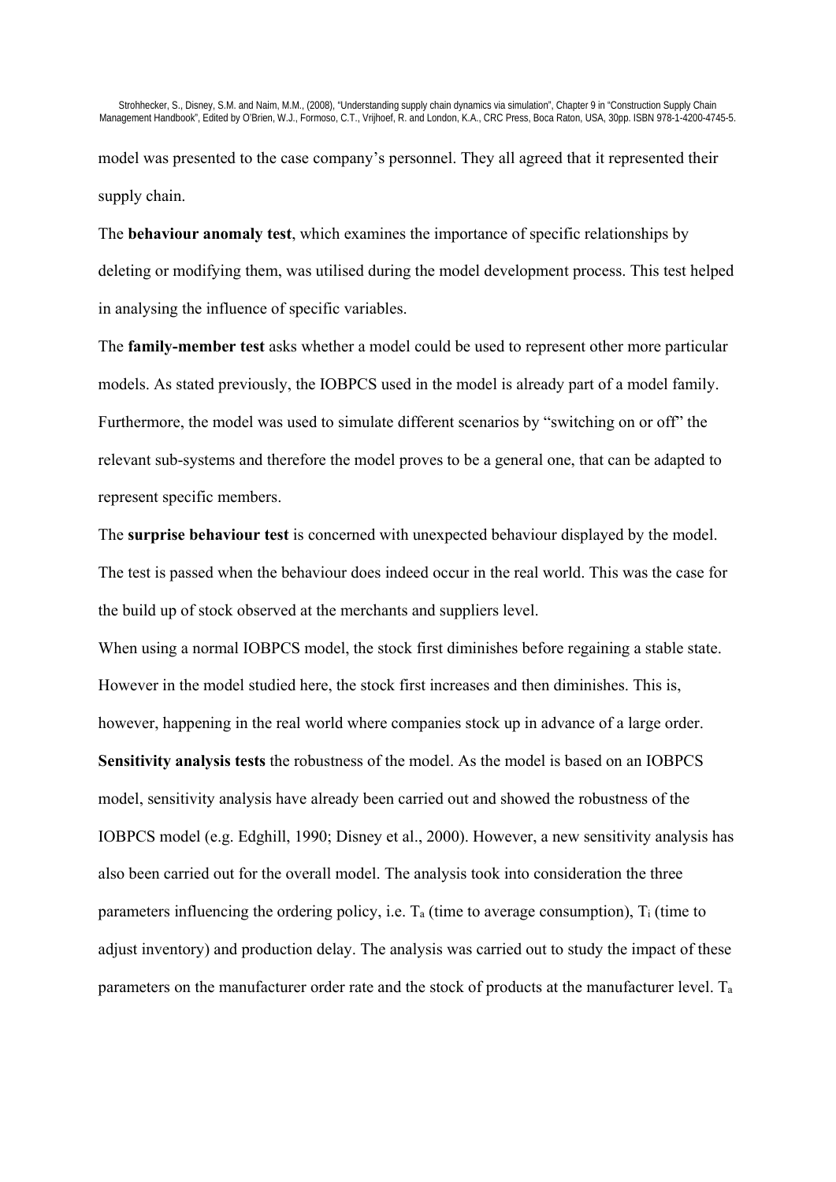model was presented to the case company's personnel. They all agreed that it represented their supply chain.

The **behaviour anomaly test**, which examines the importance of specific relationships by deleting or modifying them, was utilised during the model development process. This test helped in analysing the influence of specific variables.

The **family-member test** asks whether a model could be used to represent other more particular models. As stated previously, the IOBPCS used in the model is already part of a model family. Furthermore, the model was used to simulate different scenarios by "switching on or off" the relevant sub-systems and therefore the model proves to be a general one, that can be adapted to represent specific members.

The **surprise behaviour test** is concerned with unexpected behaviour displayed by the model. The test is passed when the behaviour does indeed occur in the real world. This was the case for the build up of stock observed at the merchants and suppliers level.

When using a normal IOBPCS model, the stock first diminishes before regaining a stable state. However in the model studied here, the stock first increases and then diminishes. This is, however, happening in the real world where companies stock up in advance of a large order.

**Sensitivity analysis tests** the robustness of the model. As the model is based on an IOBPCS model, sensitivity analysis have already been carried out and showed the robustness of the IOBPCS model (e.g. Edghill, 1990; Disney et al., 2000). However, a new sensitivity analysis has also been carried out for the overall model. The analysis took into consideration the three parameters influencing the ordering policy, i.e. $T_a$ (time to average consumption), $T_i$ (time to adjust inventory) and production delay. The analysis was carried out to study the impact of these parameters on the manufacturer order rate and the stock of products at the manufacturer level. $T_a$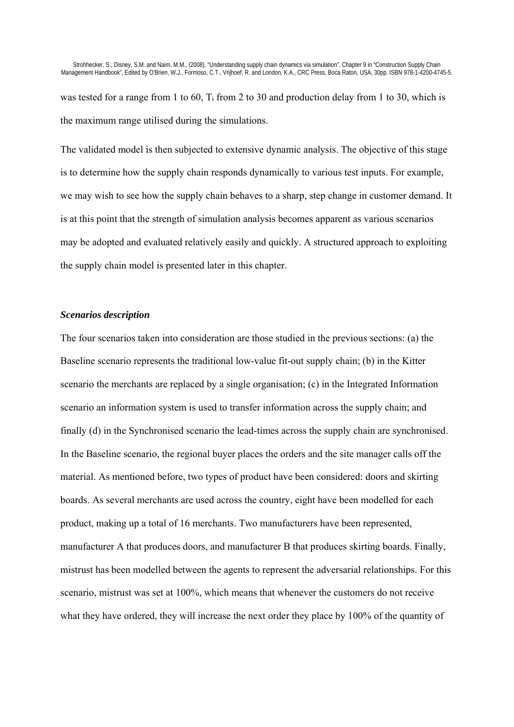was tested for a range from 1 to 60, $T_i$ from 2 to 30 and production delay from 1 to 30, which is the maximum range utilised during the simulations.

The validated model is then subjected to extensive dynamic analysis. The objective of this stage is to determine how the supply chain responds dynamically to various test inputs. For example, we may wish to see how the supply chain behaves to a sharp, step change in customer demand. It is at this point that the strength of simulation analysis becomes apparent as various scenarios may be adopted and evaluated relatively easily and quickly. A structured approach to exploiting the supply chain model is presented later in this chapter.

### *Scenarios description*

The four scenarios taken into consideration are those studied in the previous sections: (a) the Baseline scenario represents the traditional low-value fit-out supply chain; (b) in the Kitter scenario the merchants are replaced by a single organisation; (c) in the Integrated Information scenario an information system is used to transfer information across the supply chain; and finally (d) in the Synchronised scenario the lead-times across the supply chain are synchronised. In the Baseline scenario, the regional buyer places the orders and the site manager calls off the material. As mentioned before, two types of product have been considered: doors and skirting boards. As several merchants are used across the country, eight have been modelled for each product, making up a total of 16 merchants. Two manufacturers have been represented, manufacturer A that produces doors, and manufacturer B that produces skirting boards. Finally, mistrust has been modelled between the agents to represent the adversarial relationships. For this scenario, mistrust was set at 100%, which means that whenever the customers do not receive what they have ordered, they will increase the next order they place by 100% of the quantity of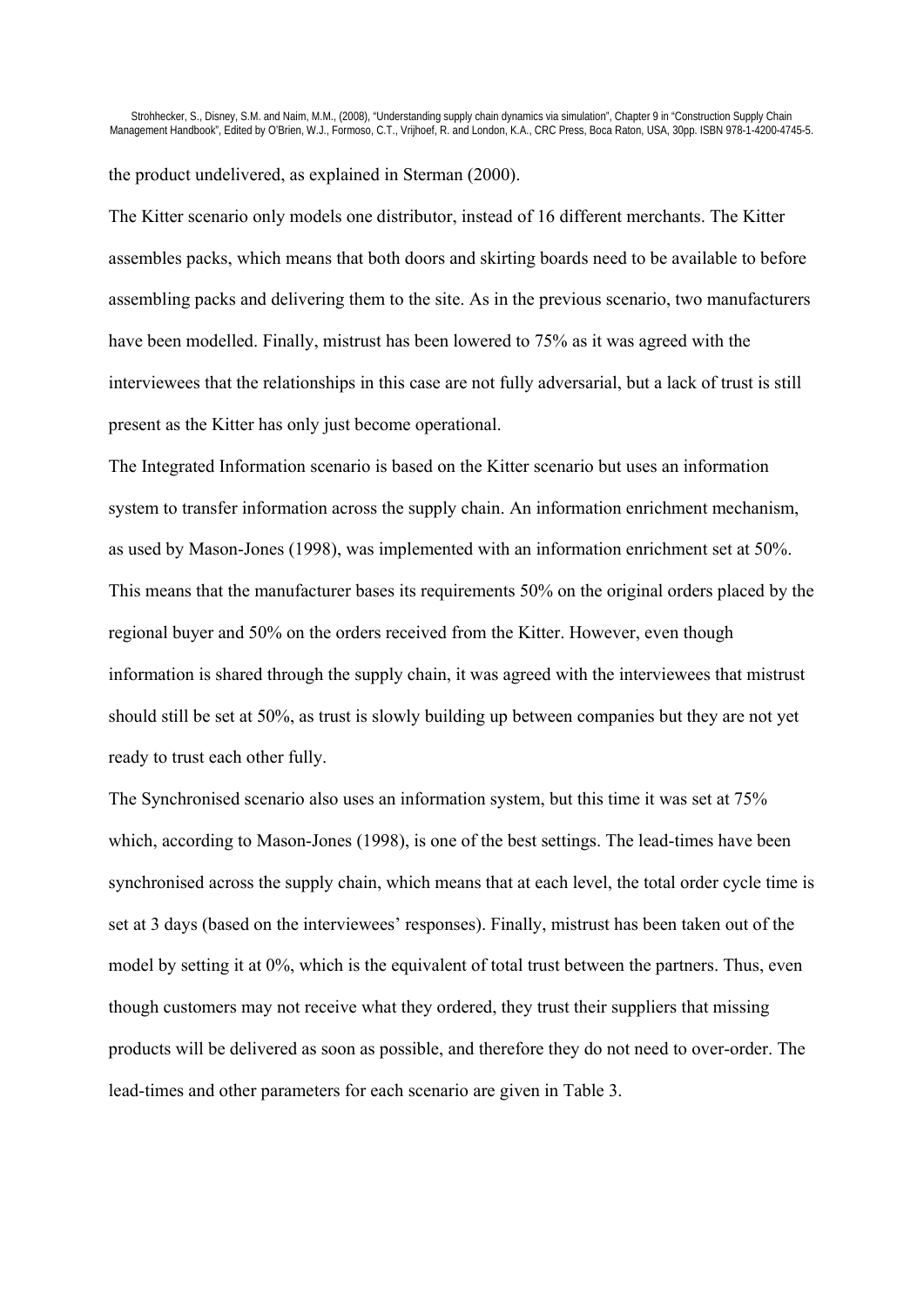the product undelivered, as explained in Sterman (2000).

The Kitter scenario only models one distributor, instead of 16 different merchants. The Kitter assembles packs, which means that both doors and skirting boards need to be available to before assembling packs and delivering them to the site. As in the previous scenario, two manufacturers have been modelled. Finally, mistrust has been lowered to 75% as it was agreed with the interviewees that the relationships in this case are not fully adversarial, but a lack of trust is still present as the Kitter has only just become operational.

The Integrated Information scenario is based on the Kitter scenario but uses an information system to transfer information across the supply chain. An information enrichment mechanism, as used by Mason-Jones (1998), was implemented with an information enrichment set at 50%. This means that the manufacturer bases its requirements 50% on the original orders placed by the regional buyer and 50% on the orders received from the Kitter. However, even though information is shared through the supply chain, it was agreed with the interviewees that mistrust should still be set at 50%, as trust is slowly building up between companies but they are not yet ready to trust each other fully.

The Synchronised scenario also uses an information system, but this time it was set at 75% which, according to Mason-Jones (1998), is one of the best settings. The lead-times have been synchronised across the supply chain, which means that at each level, the total order cycle time is set at 3 days (based on the interviewees' responses). Finally, mistrust has been taken out of the model by setting it at 0%, which is the equivalent of total trust between the partners. Thus, even though customers may not receive what they ordered, they trust their suppliers that missing products will be delivered as soon as possible, and therefore they do not need to over-order. The lead-times and other parameters for each scenario are given in Table 3.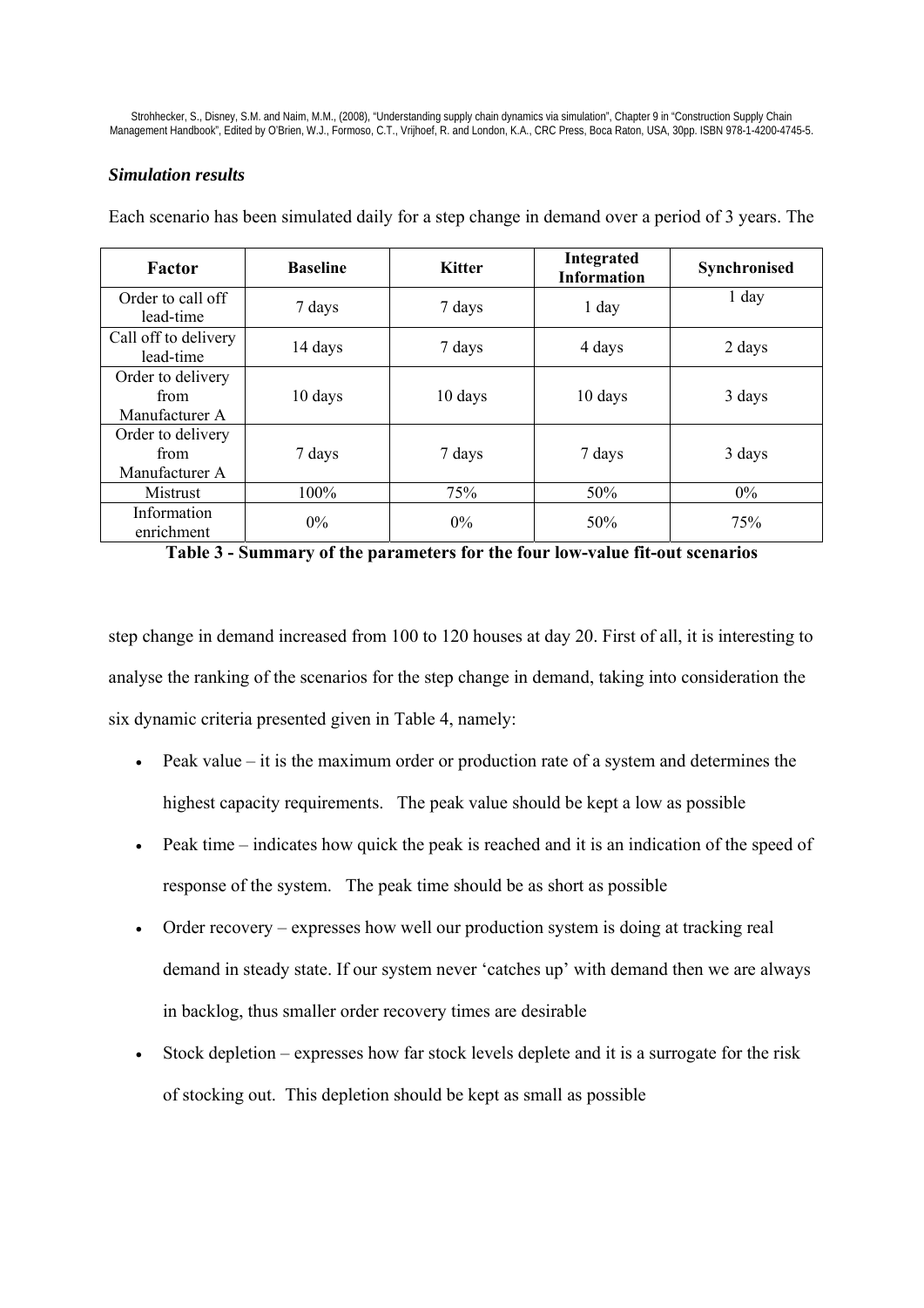### *Simulation results*

Each scenario has been simulated daily for a step change in demand over a period of 3 years. The

| Factor | Baseline | Kitter | Integrated Information | Synchronised |
|---|---|---|---|---|
| Order to call off lead-time | 7 days | 7 days | 1 day | 1 day |
| Call off to delivery lead-time | 14 days | 7 days | 4 days | 2 days |
| Order to delivery from Manufacturer A | 10 days | 10 days | 10 days | 3 days |
| Order to delivery from Manufacturer A | 7 days | 7 days | 7 days | 3 days |
| Mistrust | 100% | 75% | 50% | 0% |
| Information enrichment | 0% | 0% | 50% | 75% |

**Table 3 - Summary of the parameters for the four low-value fit-out scenarios**

step change in demand increased from 100 to 120 houses at day 20. First of all, it is interesting to analyse the ranking of the scenarios for the step change in demand, taking into consideration the six dynamic criteria presented given in Table 4, namely:

- Peak value – it is the maximum order or production rate of a system and determines the highest capacity requirements. The peak value should be kept a low as possible
- Peak time – indicates how quick the peak is reached and it is an indication of the speed of response of the system. The peak time should be as short as possible
- Order recovery – expresses how well our production system is doing at tracking real demand in steady state. If our system never 'catches up' with demand then we are always in backlog, thus smaller order recovery times are desirable
- Stock depletion – expresses how far stock levels deplete and it is a surrogate for the risk of stocking out. This depletion should be kept as small as possible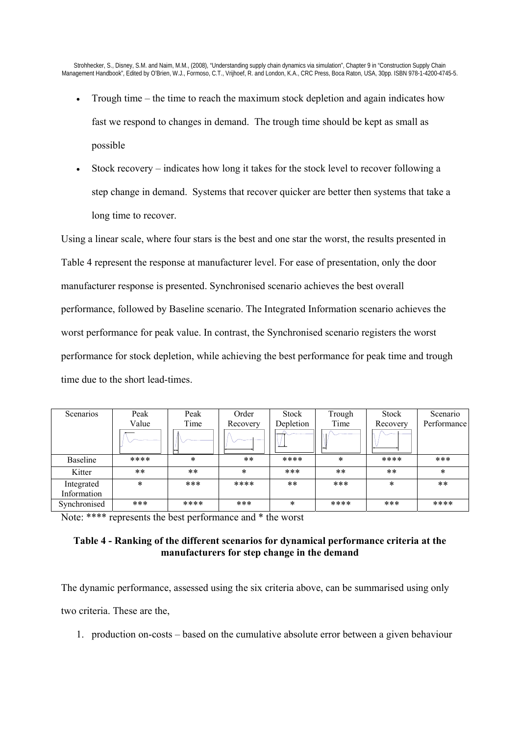- Trough time – the time to reach the maximum stock depletion and again indicates how fast we respond to changes in demand. The trough time should be kept as small as possible
- Stock recovery – indicates how long it takes for the stock level to recover following a step change in demand. Systems that recover quicker are better then systems that take a long time to recover.

Using a linear scale, where four stars is the best and one star the worst, the results presented in Table 4 represent the response at manufacturer level. For ease of presentation, only the door manufacturer response is presented. Synchronised scenario achieves the best overall performance, followed by Baseline scenario. The Integrated Information scenario achieves the worst performance for peak value. In contrast, the Synchronised scenario registers the worst performance for stock depletion, while achieving the best performance for peak time and trough time due to the short lead-times.

| Scenarios | Peak Value | Peak Time | Order Recovery | Stock Depletion | Trough Time | Stock Recovery | Scenario Performance |
|---|---|---|---|---|---|---|---|
| Baseline | **** | * | ** | **** | * | **** | *** |
| Kitter | ** | ** | * | *** | ** | ** | * |
| Integrated Information | * | *** | **** | ** | *** | * | ** |
| Synchronised | *** | **** | *** | * | **** | *** | **** |

Note: **** represents the best performance and * the worst

**Table 4 - Ranking of the different scenarios for dynamical performance criteria at the manufacturers for step change in the demand**

The dynamic performance, assessed using the six criteria above, can be summarised using only two criteria. These are the,

1. production on-costs – based on the cumulative absolute error between a given behaviour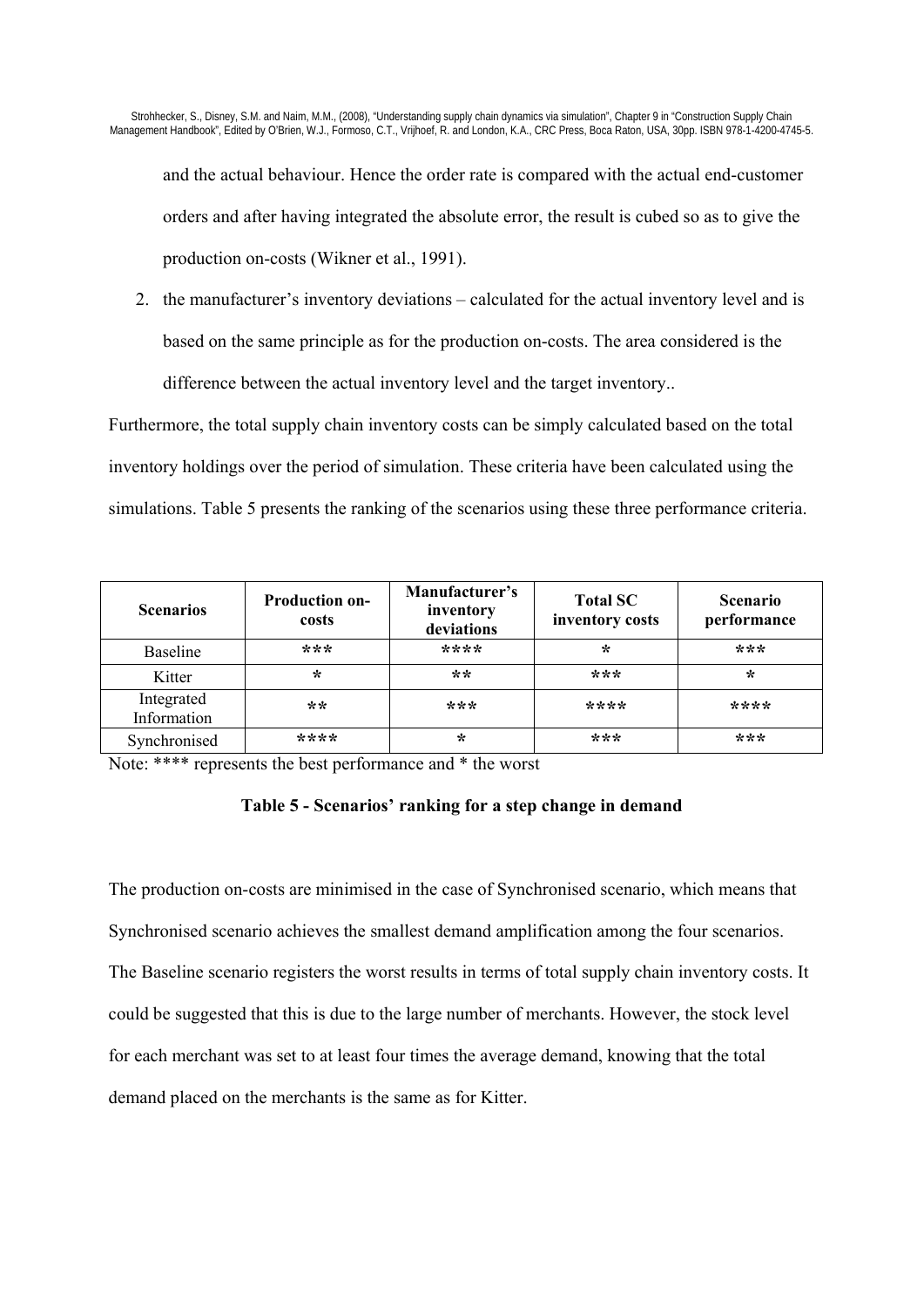and the actual behaviour. Hence the order rate is compared with the actual end-customer orders and after having integrated the absolute error, the result is cubed so as to give the production on-costs (Wikner et al., 1991).

2. the manufacturer's inventory deviations – calculated for the actual inventory level and is based on the same principle as for the production on-costs. The area considered is the difference between the actual inventory level and the target inventory..

Furthermore, the total supply chain inventory costs can be simply calculated based on the total inventory holdings over the period of simulation. These criteria have been calculated using the simulations. Table 5 presents the ranking of the scenarios using these three performance criteria.

| Scenarios | Production on-costs | Manufacturer's inventory deviations | Total SC inventory costs | Scenario performance |
|---|---|---|---|---|
| Baseline | *** | **** | * | *** |
| Kitter | * | ** | *** | * |
| Integrated Information | ** | *** | **** | **** |
| Synchronised | **** | * | *** | *** |

Note: **** represents the best performance and * the worst

**Table 5 - Scenarios' ranking for a step change in demand**

The production on-costs are minimised in the case of Synchronised scenario, which means that Synchronised scenario achieves the smallest demand amplification among the four scenarios. The Baseline scenario registers the worst results in terms of total supply chain inventory costs. It could be suggested that this is due to the large number of merchants. However, the stock level for each merchant was set to at least four times the average demand, knowing that the total demand placed on the merchants is the same as for Kitter.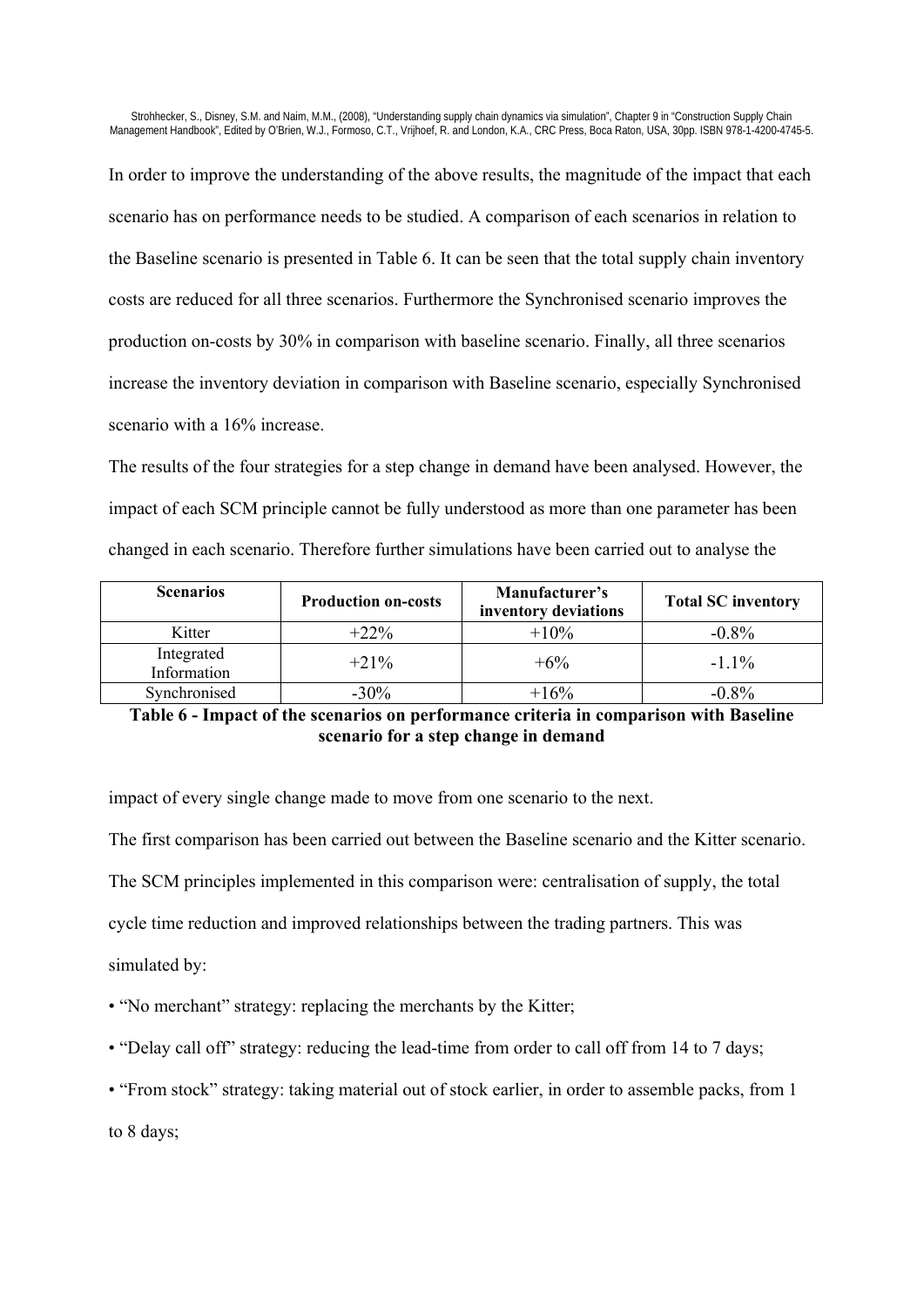In order to improve the understanding of the above results, the magnitude of the impact that each scenario has on performance needs to be studied. A comparison of each scenarios in relation to the Baseline scenario is presented in Table 6. It can be seen that the total supply chain inventory costs are reduced for all three scenarios. Furthermore the Synchronised scenario improves the production on-costs by 30% in comparison with baseline scenario. Finally, all three scenarios increase the inventory deviation in comparison with Baseline scenario, especially Synchronised scenario with a 16% increase.

The results of the four strategies for a step change in demand have been analysed. However, the impact of each SCM principle cannot be fully understood as more than one parameter has been changed in each scenario. Therefore further simulations have been carried out to analyse the impact of every single change made to move from one scenario to the next.

| Scenarios | Production on-costs | Manufacturer's inventory deviations | Total SC inventory |
| --- | --- | --- | --- |
| Kitter | +22% | +10% | -0.8% |
| Integrated Information | +21% | +6% | -1.1% |
| Synchronised | -30% | +16% | -0.8% |

**Table 6 - Impact of the scenarios on performance criteria in comparison with Baseline scenario for a step change in demand**

The first comparison has been carried out between the Baseline scenario and the Kitter scenario. The SCM principles implemented in this comparison were: centralisation of supply, the total cycle time reduction and improved relationships between the trading partners. This was simulated by:

- "No merchant" strategy: replacing the merchants by the Kitter;
- "Delay call off" strategy: reducing the lead-time from order to call off from 14 to 7 days;
- "From stock" strategy: taking material out of stock earlier, in order to assemble packs, from 1 to 8 days;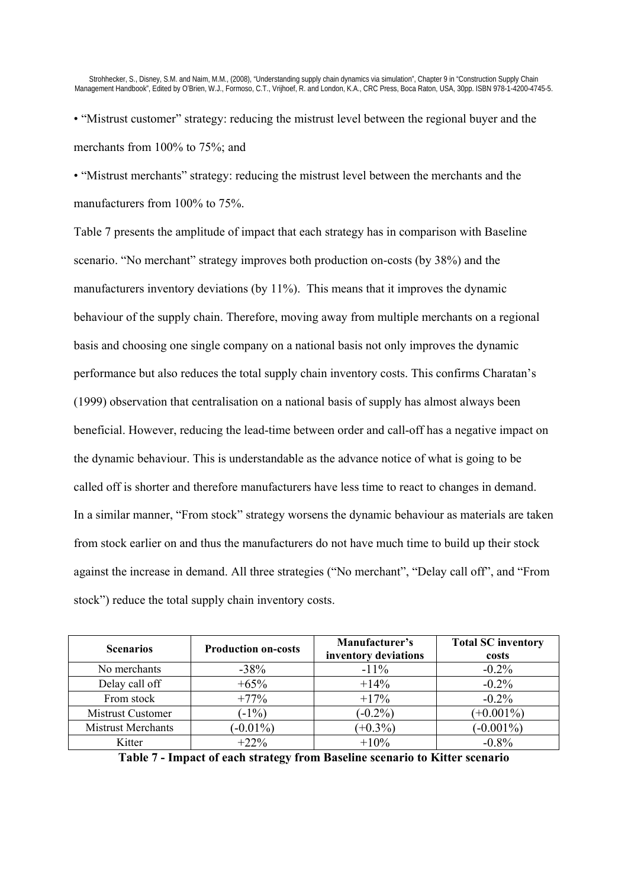• “Mistrust customer” strategy: reducing the mistrust level between the regional buyer and the merchants from 100% to 75%; and

• “Mistrust merchants” strategy: reducing the mistrust level between the merchants and the manufacturers from 100% to 75%.

Table 7 presents the amplitude of impact that each strategy has in comparison with Baseline scenario. “No merchant” strategy improves both production on-costs (by 38%) and the manufacturers inventory deviations (by 11%). This means that it improves the dynamic behaviour of the supply chain. Therefore, moving away from multiple merchants on a regional basis and choosing one single company on a national basis not only improves the dynamic performance but also reduces the total supply chain inventory costs. This confirms Charatan’s (1999) observation that centralisation on a national basis of supply has almost always been beneficial. However, reducing the lead-time between order and call-off has a negative impact on the dynamic behaviour. This is understandable as the advance notice of what is going to be called off is shorter and therefore manufacturers have less time to react to changes in demand. In a similar manner, “From stock” strategy worsens the dynamic behaviour as materials are taken from stock earlier on and thus the manufacturers do not have much time to build up their stock against the increase in demand. All three strategies (“No merchant”, “Delay call off”, and “From stock”) reduce the total supply chain inventory costs.

| Scenarios | Production on-costs | Manufacturer’s inventory deviations | Total SC inventory costs |
|---|---|---|---|
| No merchants | -38% | -11% | -0.2% |
| Delay call off | +65% | +14% | -0.2% |
| From stock | +77% | +17% | -0.2% |
| Mistrust Customer | (-1%) | (-0.2%) | (+0.001%) |
| Mistrust Merchants | (-0.01%) | (+0.3%) | (-0.001%) |
| Kitter | +22% | +10% | -0.8% |

**Table 7 - Impact of each strategy from Baseline scenario to Kitter scenario**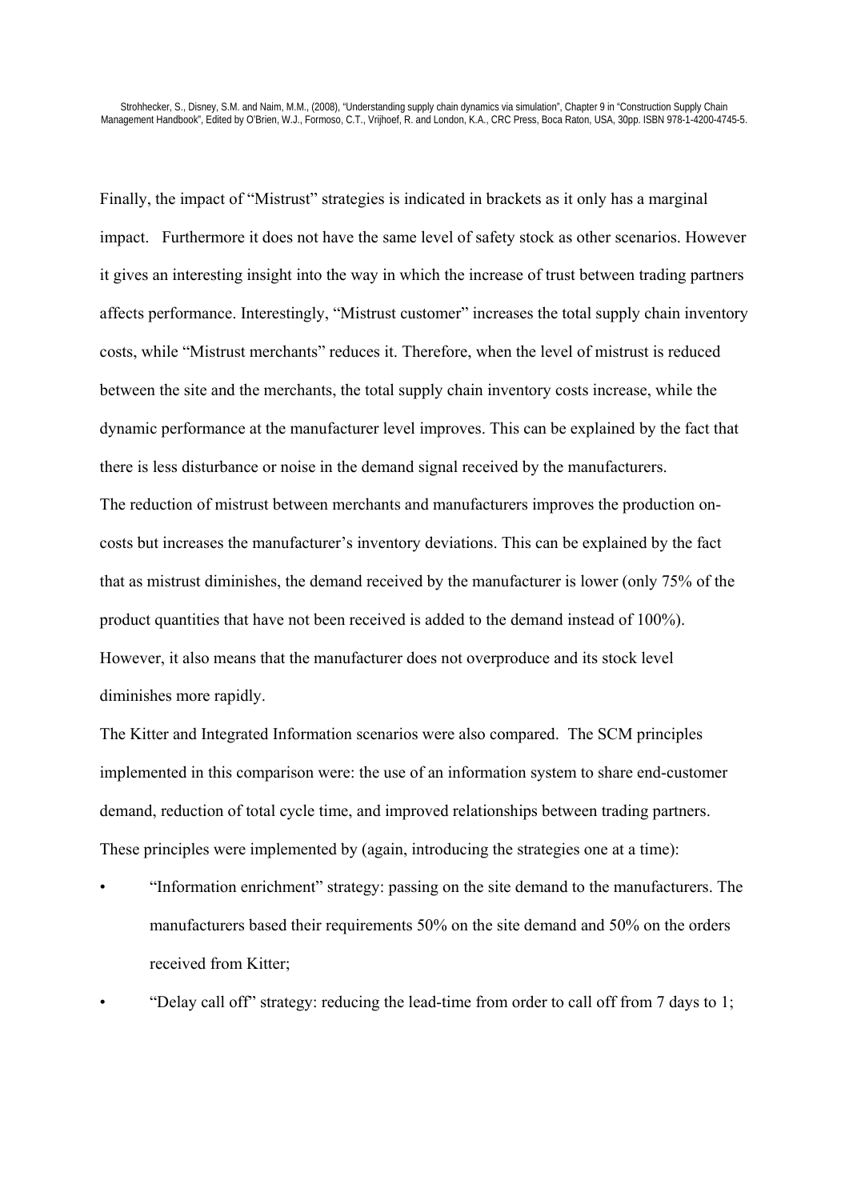Finally, the impact of "Mistrust" strategies is indicated in brackets as it only has a marginal impact. Furthermore it does not have the same level of safety stock as other scenarios. However it gives an interesting insight into the way in which the increase of trust between trading partners affects performance. Interestingly, "Mistrust customer" increases the total supply chain inventory costs, while "Mistrust merchants" reduces it. Therefore, when the level of mistrust is reduced between the site and the merchants, the total supply chain inventory costs increase, while the dynamic performance at the manufacturer level improves. This can be explained by the fact that there is less disturbance or noise in the demand signal received by the manufacturers.

The reduction of mistrust between merchants and manufacturers improves the production on-costs but increases the manufacturer's inventory deviations. This can be explained by the fact that as mistrust diminishes, the demand received by the manufacturer is lower (only 75% of the product quantities that have not been received is added to the demand instead of 100%). However, it also means that the manufacturer does not overproduce and its stock level diminishes more rapidly.

The Kitter and Integrated Information scenarios were also compared. The SCM principles implemented in this comparison were: the use of an information system to share end-customer demand, reduction of total cycle time, and improved relationships between trading partners. These principles were implemented by (again, introducing the strategies one at a time):

- "Information enrichment" strategy: passing on the site demand to the manufacturers. The manufacturers based their requirements 50% on the site demand and 50% on the orders received from Kitter;
- "Delay call off" strategy: reducing the lead-time from order to call off from 7 days to 1;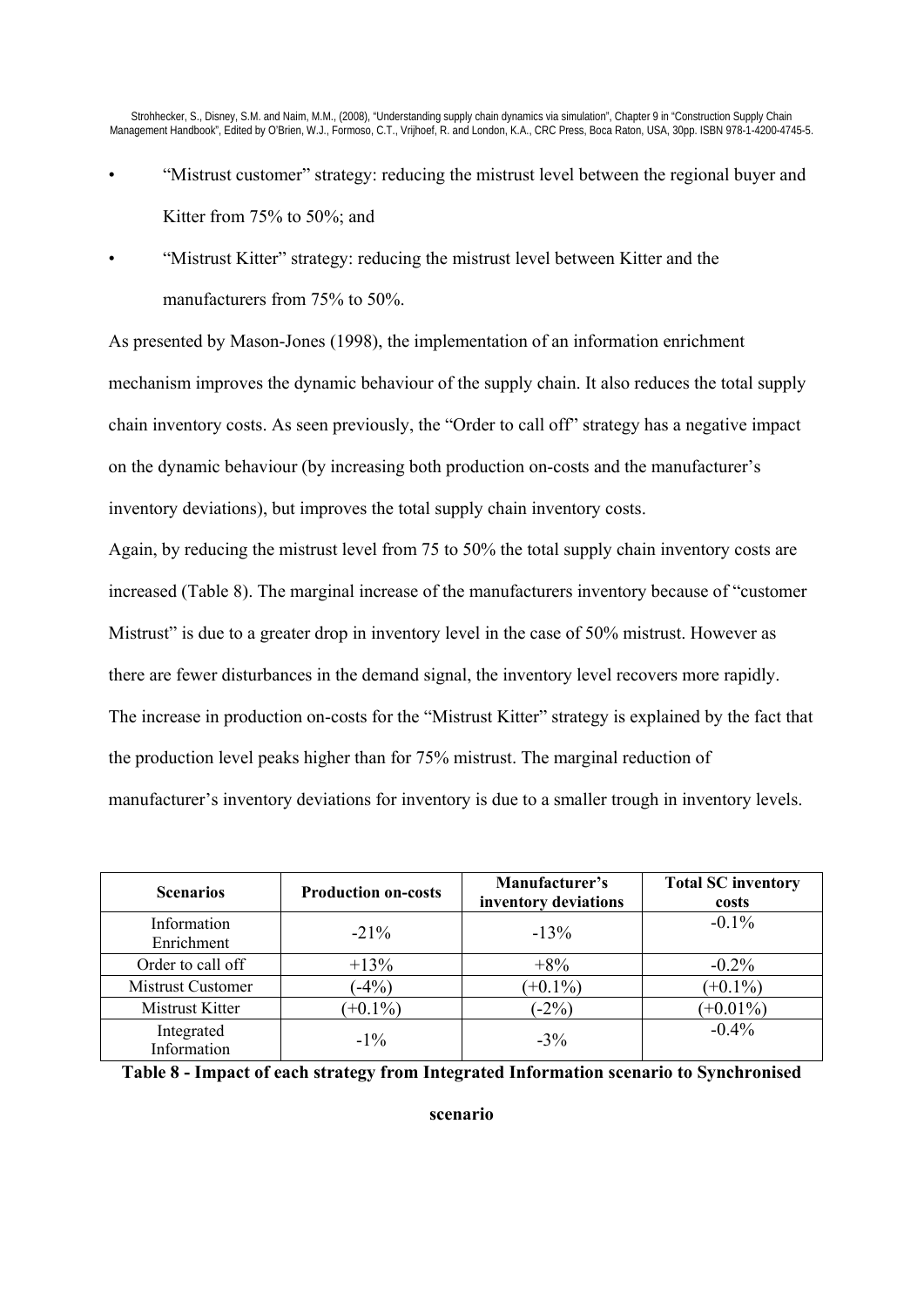- "Mistrust customer" strategy: reducing the mistrust level between the regional buyer and Kitter from 75% to 50%; and
- "Mistrust Kitter" strategy: reducing the mistrust level between Kitter and the manufacturers from 75% to 50%.

As presented by Mason-Jones (1998), the implementation of an information enrichment mechanism improves the dynamic behaviour of the supply chain. It also reduces the total supply chain inventory costs. As seen previously, the "Order to call off" strategy has a negative impact on the dynamic behaviour (by increasing both production on-costs and the manufacturer's inventory deviations), but improves the total supply chain inventory costs.

Again, by reducing the mistrust level from 75 to 50% the total supply chain inventory costs are increased (Table 8). The marginal increase of the manufacturers inventory because of "customer Mistrust" is due to a greater drop in inventory level in the case of 50% mistrust. However as there are fewer disturbances in the demand signal, the inventory level recovers more rapidly. The increase in production on-costs for the "Mistrust Kitter" strategy is explained by the fact that the production level peaks higher than for 75% mistrust. The marginal reduction of manufacturer's inventory deviations for inventory is due to a smaller trough in inventory levels.

| Scenarios | Production on-costs | Manufacturer's inventory deviations | Total SC inventory costs |
| --- | --- | --- | --- |
| Information Enrichment | -21% | -13% | -0.1% |
| Order to call off | +13% | +8% | -0.2% |
| Mistrust Customer | (-4%) | (+0.1%) | (+0.1%) |
| Mistrust Kitter | (+0.1%) | (-2%) | (+0.01%) |
| Integrated Information | -1% | -3% | -0.4% |

**Table 8 - Impact of each strategy from Integrated Information scenario to Synchronised scenario**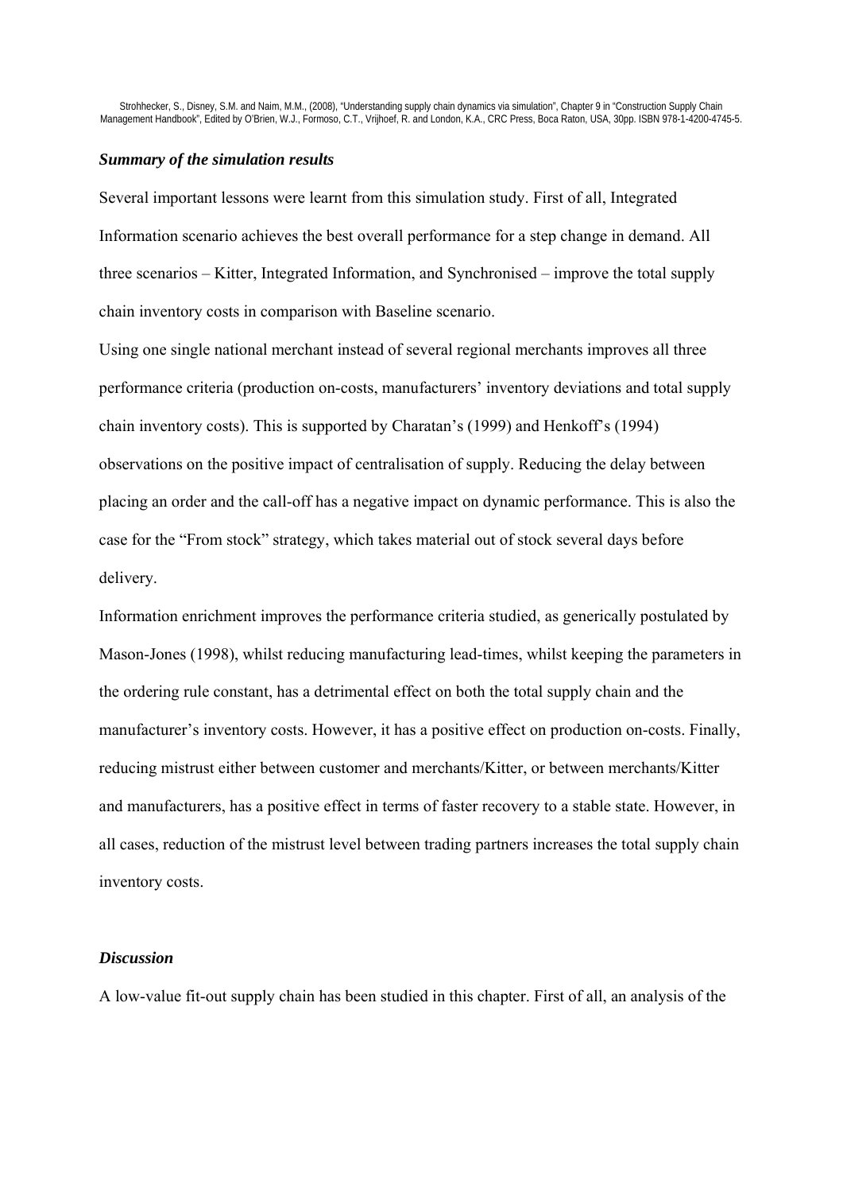### *Summary of the simulation results*

Several important lessons were learnt from this simulation study. First of all, Integrated Information scenario achieves the best overall performance for a step change in demand. All three scenarios – Kitter, Integrated Information, and Synchronised – improve the total supply chain inventory costs in comparison with Baseline scenario.

Using one single national merchant instead of several regional merchants improves all three performance criteria (production on-costs, manufacturers' inventory deviations and total supply chain inventory costs). This is supported by Charatan's (1999) and Henkoff's (1994) observations on the positive impact of centralisation of supply. Reducing the delay between placing an order and the call-off has a negative impact on dynamic performance. This is also the case for the "From stock" strategy, which takes material out of stock several days before delivery.

Information enrichment improves the performance criteria studied, as generically postulated by Mason-Jones (1998), whilst reducing manufacturing lead-times, whilst keeping the parameters in the ordering rule constant, has a detrimental effect on both the total supply chain and the manufacturer's inventory costs. However, it has a positive effect on production on-costs. Finally, reducing mistrust either between customer and merchants/Kitter, or between merchants/Kitter and manufacturers, has a positive effect in terms of faster recovery to a stable state. However, in all cases, reduction of the mistrust level between trading partners increases the total supply chain inventory costs.

### *Discussion*

A low-value fit-out supply chain has been studied in this chapter. First of all, an analysis of the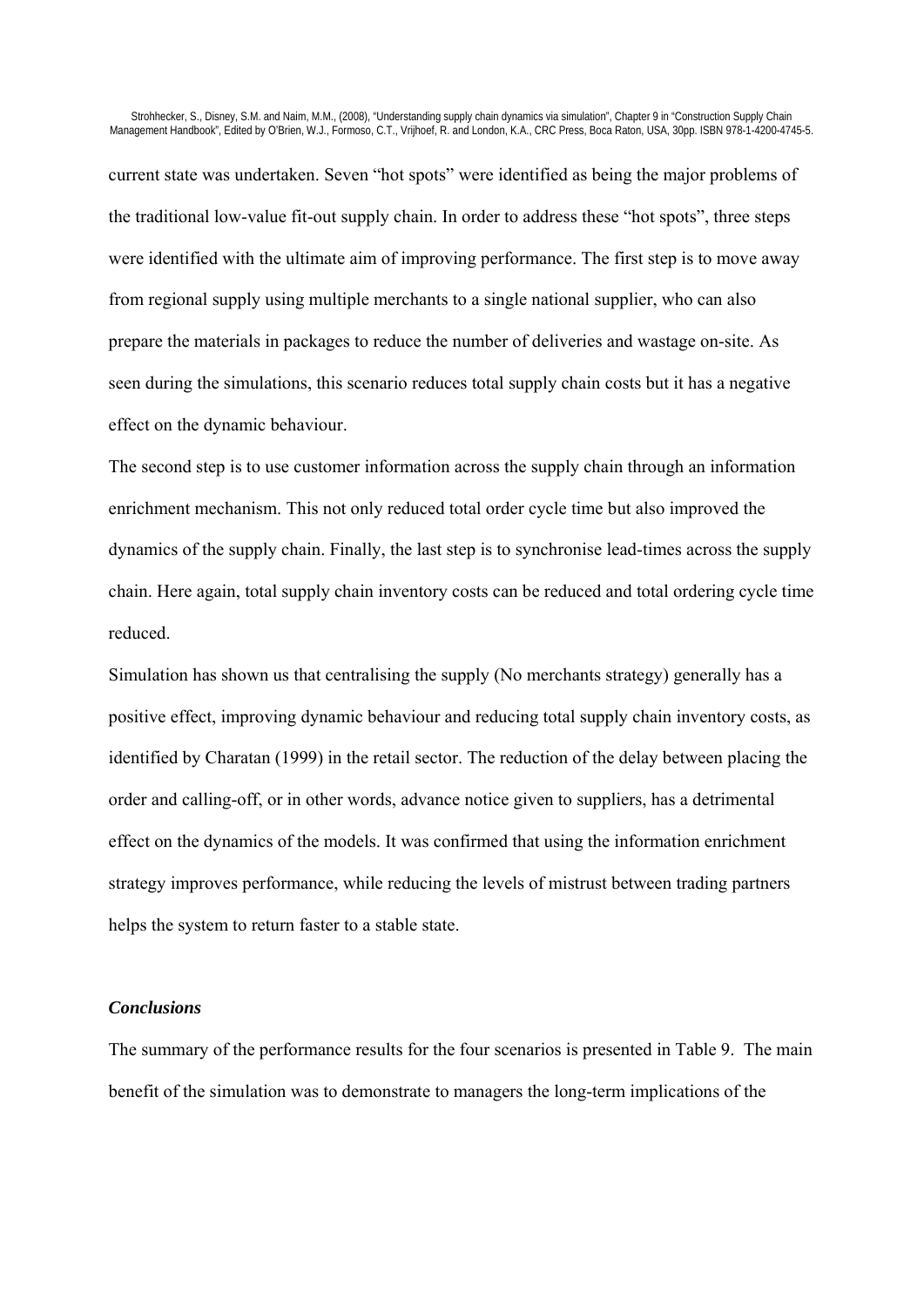current state was undertaken. Seven "hot spots" were identified as being the major problems of the traditional low-value fit-out supply chain. In order to address these "hot spots", three steps were identified with the ultimate aim of improving performance. The first step is to move away from regional supply using multiple merchants to a single national supplier, who can also prepare the materials in packages to reduce the number of deliveries and wastage on-site. As seen during the simulations, this scenario reduces total supply chain costs but it has a negative effect on the dynamic behaviour.

The second step is to use customer information across the supply chain through an information enrichment mechanism. This not only reduced total order cycle time but also improved the dynamics of the supply chain. Finally, the last step is to synchronise lead-times across the supply chain. Here again, total supply chain inventory costs can be reduced and total ordering cycle time reduced.

Simulation has shown us that centralising the supply (No merchants strategy) generally has a positive effect, improving dynamic behaviour and reducing total supply chain inventory costs, as identified by Charatan (1999) in the retail sector. The reduction of the delay between placing the order and calling-off, or in other words, advance notice given to suppliers, has a detrimental effect on the dynamics of the models. It was confirmed that using the information enrichment strategy improves performance, while reducing the levels of mistrust between trading partners helps the system to return faster to a stable state.

### *Conclusions*

The summary of the performance results for the four scenarios is presented in Table 9. The main benefit of the simulation was to demonstrate to managers the long-term implications of the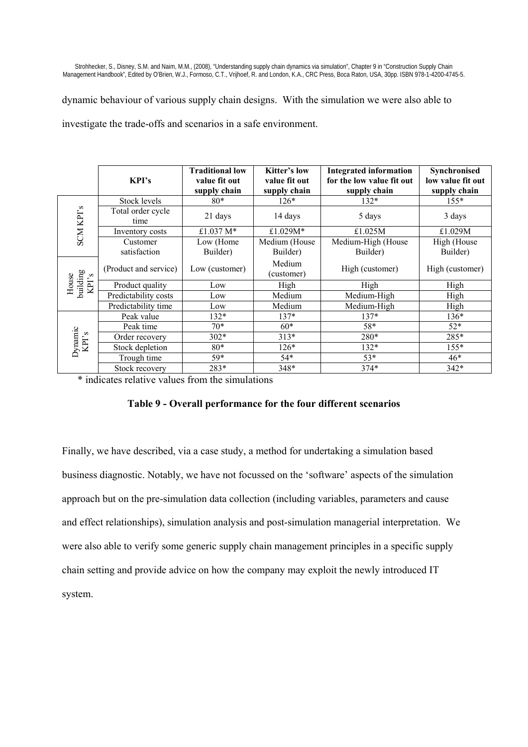dynamic behaviour of various supply chain designs. With the simulation we were also able to investigate the trade-offs and scenarios in a safe environment.

| | KPI's | Traditional low value fit out supply chain | Kitter's low value fit out supply chain | Integrated information for the low value fit out supply chain | Synchronised low value fit out supply chain |
|---|---|---|---|---|---|
| SCM KPI's | Stock levels | 80* | 126* | 132* | 155* |
| | Total order cycle time | 21 days | 14 days | 5 days | 3 days |
| | Inventory costs | £1.037 M* | £1.029M* | £1.025M | £1.029M |
| | Customer satisfaction | Low (Home Builder) | Medium (House Builder) | Medium-High (House Builder) | High (House Builder) |
| House building KPI's | (Product and service) | Low (customer) | Medium (customer) | High (customer) | High (customer) |
| | Product quality | Low | High | High | High |
| | Predictability costs | Low | Medium | Medium-High | High |
| | Predictability time | Low | Medium | Medium-High | High |
| Dynamic KPI's | Peak value | 132* | 137* | 137* | 136* |
| | Peak time | 70* | 60* | 58* | 52* |
| | Order recovery | 302* | 313* | 280* | 285* |
| | Stock depletion | 80* | 126* | 132* | 155* |
| | Trough time | 59* | 54* | 53* | 46* |
| | Stock recovery | 283* | 348* | 374* | 342* |

* indicates relative values from the simulations

**Table 9 - Overall performance for the four different scenarios**

Finally, we have described, via a case study, a method for undertaking a simulation based business diagnostic. Notably, we have not focussed on the 'software' aspects of the simulation approach but on the pre-simulation data collection (including variables, parameters and cause and effect relationships), simulation analysis and post-simulation managerial interpretation. We were also able to verify some generic supply chain management principles in a specific supply chain setting and provide advice on how the company may exploit the newly introduced IT system.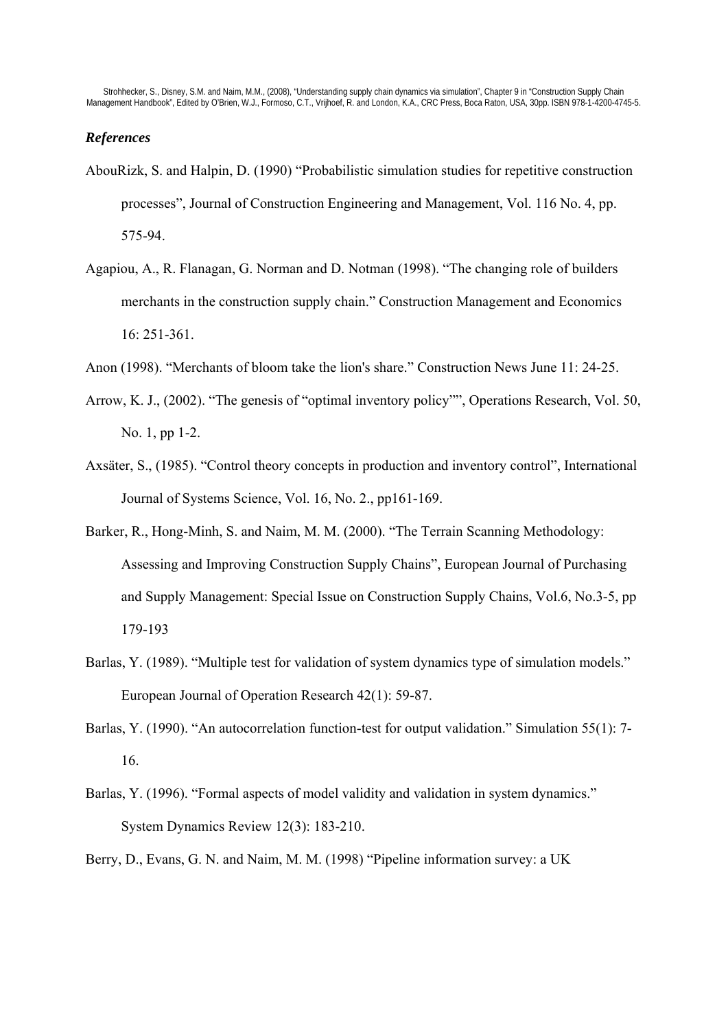*References*

AbouRizk, S. and Halpin, D. (1990) "Probabilistic simulation studies for repetitive construction processes", Journal of Construction Engineering and Management, Vol. 116 No. 4, pp. 575-94.

Agapiou, A., R. Flanagan, G. Norman and D. Notman (1998). "The changing role of builders merchants in the construction supply chain." Construction Management and Economics 16: 251-361.

Anon (1998). "Merchants of bloom take the lion's share." Construction News June 11: 24-25.

Arrow, K. J., (2002). "The genesis of "optimal inventory policy"", Operations Research, Vol. 50, No. 1, pp 1-2.

Axsäter, S., (1985). "Control theory concepts in production and inventory control", International Journal of Systems Science, Vol. 16, No. 2., pp161-169.

Barker, R., Hong-Minh, S. and Naim, M. M. (2000). "The Terrain Scanning Methodology: Assessing and Improving Construction Supply Chains", European Journal of Purchasing and Supply Management: Special Issue on Construction Supply Chains, Vol.6, No.3-5, pp 179-193

Barlas, Y. (1989). "Multiple test for validation of system dynamics type of simulation models." European Journal of Operation Research 42(1): 59-87.

Barlas, Y. (1990). "An autocorrelation function-test for output validation." Simulation 55(1): 7-16.

Barlas, Y. (1996). "Formal aspects of model validity and validation in system dynamics." System Dynamics Review 12(3): 183-210.

Berry, D., Evans, G. N. and Naim, M. M. (1998) "Pipeline information survey: a UK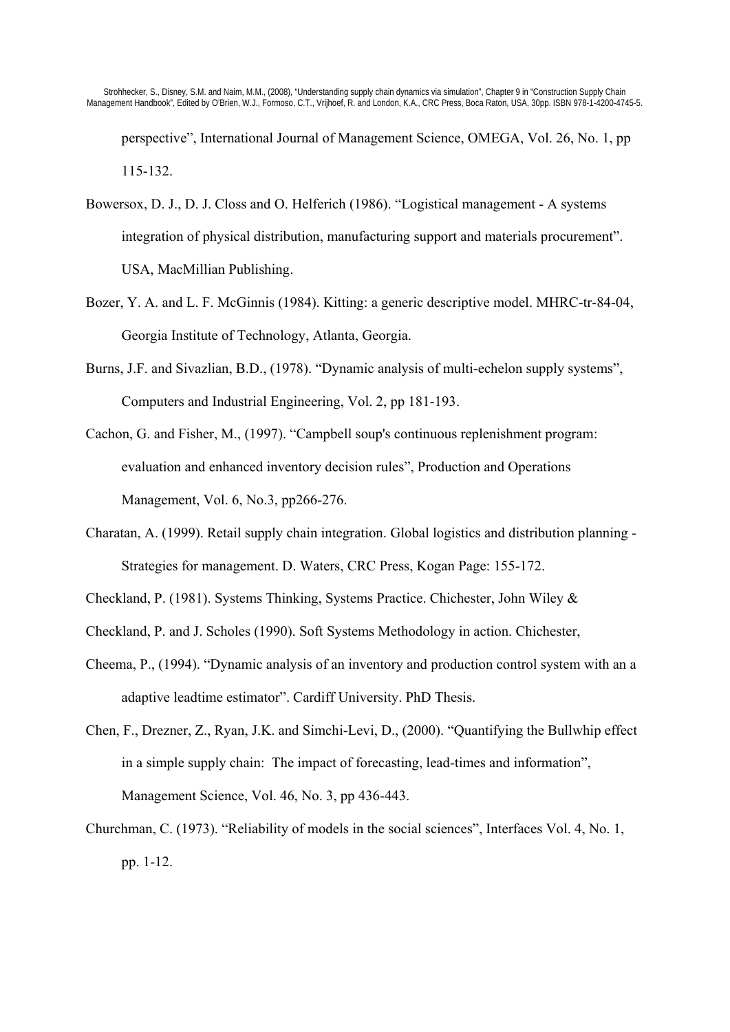perspective", International Journal of Management Science, OMEGA, Vol. 26, No. 1, pp 115-132.

Bowersox, D. J., D. J. Closs and O. Helferich (1986). "Logistical management - A systems integration of physical distribution, manufacturing support and materials procurement". USA, MacMillian Publishing.

Bozer, Y. A. and L. F. McGinnis (1984). Kitting: a generic descriptive model. MHRC-tr-84-04, Georgia Institute of Technology, Atlanta, Georgia.

Burns, J.F. and Sivazlian, B.D., (1978). "Dynamic analysis of multi-echelon supply systems", Computers and Industrial Engineering, Vol. 2, pp 181-193.

Cachon, G. and Fisher, M., (1997). "Campbell soup's continuous replenishment program: evaluation and enhanced inventory decision rules", Production and Operations Management, Vol. 6, No.3, pp266-276.

Charatan, A. (1999). Retail supply chain integration. Global logistics and distribution planning - Strategies for management. D. Waters, CRC Press, Kogan Page: 155-172.

Checkland, P. (1981). Systems Thinking, Systems Practice. Chichester, John Wiley &

Checkland, P. and J. Scholes (1990). Soft Systems Methodology in action. Chichester,

Cheema, P., (1994). "Dynamic analysis of an inventory and production control system with an a adaptive leadtime estimator". Cardiff University. PhD Thesis.

Chen, F., Drezner, Z., Ryan, J.K. and Simchi-Levi, D., (2000). "Quantifying the Bullwhip effect in a simple supply chain: The impact of forecasting, lead-times and information", Management Science, Vol. 46, No. 3, pp 436-443.

Churchman, C. (1973). "Reliability of models in the social sciences", Interfaces Vol. 4, No. 1, pp. 1-12.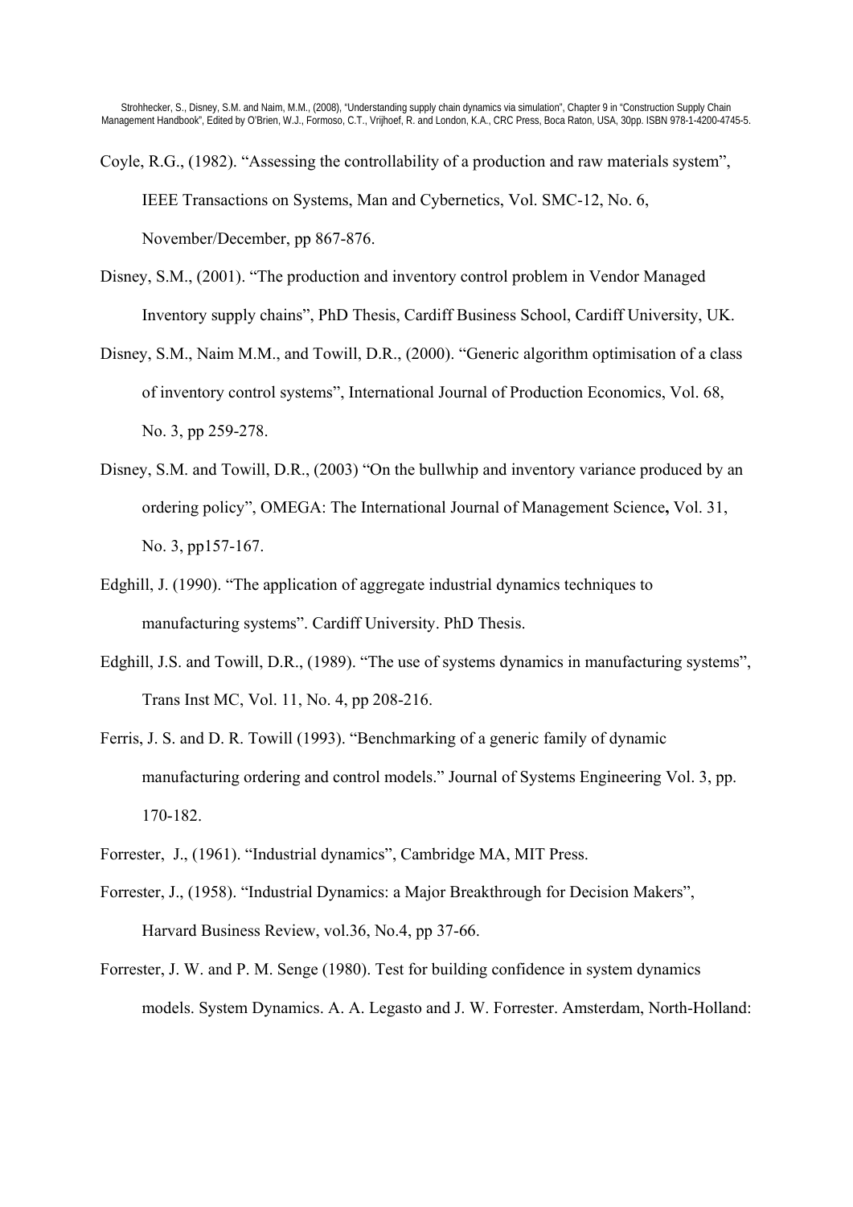Coyle, R.G., (1982). "Assessing the controllability of a production and raw materials system", IEEE Transactions on Systems, Man and Cybernetics, Vol. SMC-12, No. 6, November/December, pp 867-876.

Disney, S.M., (2001). "The production and inventory control problem in Vendor Managed Inventory supply chains", PhD Thesis, Cardiff Business School, Cardiff University, UK.

Disney, S.M., Naim M.M., and Towill, D.R., (2000). "Generic algorithm optimisation of a class of inventory control systems", International Journal of Production Economics, Vol. 68, No. 3, pp 259-278.

Disney, S.M. and Towill, D.R., (2003) "On the bullwhip and inventory variance produced by an ordering policy", OMEGA: The International Journal of Management Science**,** Vol. 31, No. 3, pp157-167.

Edghill, J. (1990). "The application of aggregate industrial dynamics techniques to manufacturing systems". Cardiff University. PhD Thesis.

Edghill, J.S. and Towill, D.R., (1989). "The use of systems dynamics in manufacturing systems", Trans Inst MC, Vol. 11, No. 4, pp 208-216.

Ferris, J. S. and D. R. Towill (1993). "Benchmarking of a generic family of dynamic manufacturing ordering and control models." Journal of Systems Engineering Vol. 3, pp. 170-182.

Forrester, J., (1961). "Industrial dynamics", Cambridge MA, MIT Press.

Forrester, J., (1958). "Industrial Dynamics: a Major Breakthrough for Decision Makers", Harvard Business Review, vol.36, No.4, pp 37-66.

Forrester, J. W. and P. M. Senge (1980). Test for building confidence in system dynamics models. System Dynamics. A. A. Legasto and J. W. Forrester. Amsterdam, North-Holland: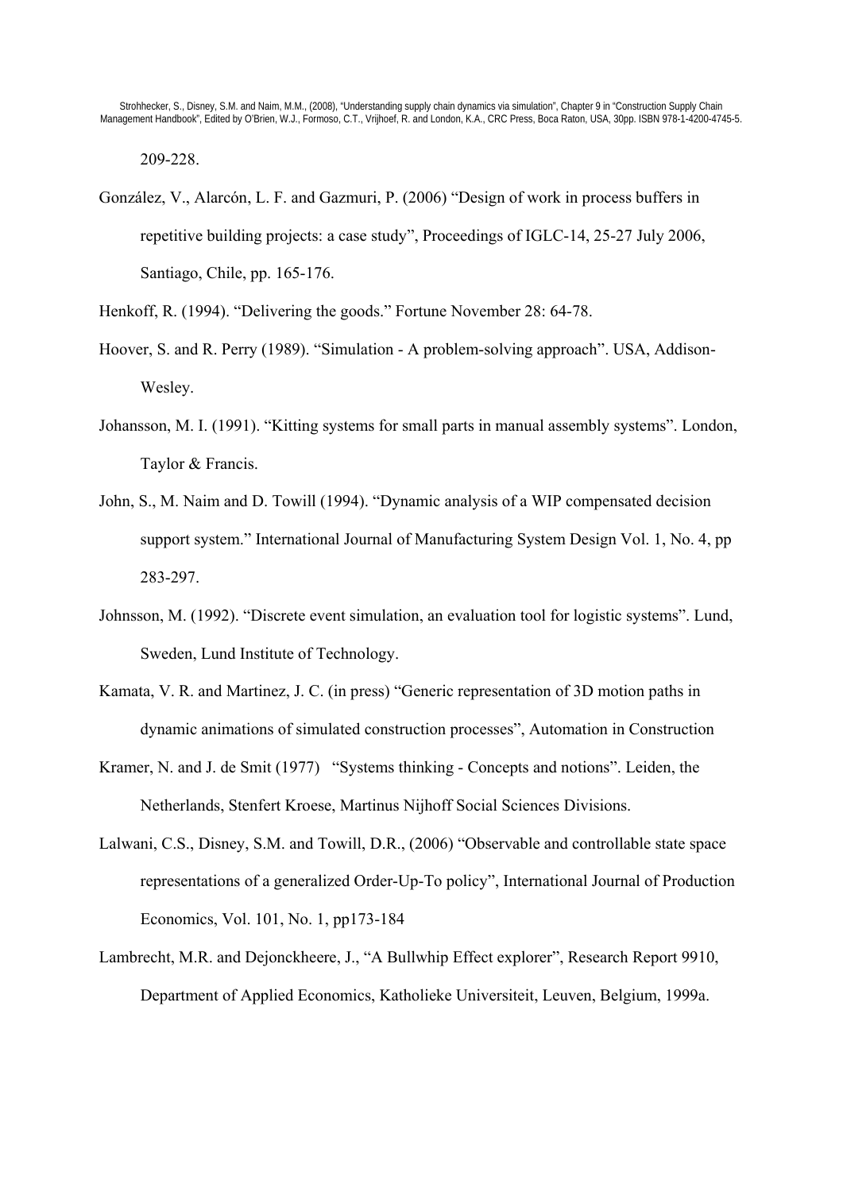209-228.

González, V., Alarcón, L. F. and Gazmuri, P. (2006) "Design of work in process buffers in repetitive building projects: a case study", Proceedings of IGLC-14, 25-27 July 2006, Santiago, Chile, pp. 165-176.

Henkoff, R. (1994). "Delivering the goods." Fortune November 28: 64-78.

Hoover, S. and R. Perry (1989). "Simulation - A problem-solving approach". USA, Addison-Wesley.

Johansson, M. I. (1991). "Kitting systems for small parts in manual assembly systems". London, Taylor & Francis.

John, S., M. Naim and D. Towill (1994). "Dynamic analysis of a WIP compensated decision support system." International Journal of Manufacturing System Design Vol. 1, No. 4, pp 283-297.

Johnsson, M. (1992). "Discrete event simulation, an evaluation tool for logistic systems". Lund, Sweden, Lund Institute of Technology.

Kamata, V. R. and Martinez, J. C. (in press) "Generic representation of 3D motion paths in dynamic animations of simulated construction processes", Automation in Construction

Kramer, N. and J. de Smit (1977) "Systems thinking - Concepts and notions". Leiden, the Netherlands, Stenfert Kroese, Martinus Nijhoff Social Sciences Divisions.

Lalwani, C.S., Disney, S.M. and Towill, D.R., (2006) "Observable and controllable state space representations of a generalized Order-Up-To policy", International Journal of Production Economics, Vol. 101, No. 1, pp173-184

Lambrecht, M.R. and Dejonckheere, J., "A Bullwhip Effect explorer", Research Report 9910, Department of Applied Economics, Katholieke Universiteit, Leuven, Belgium, 1999a.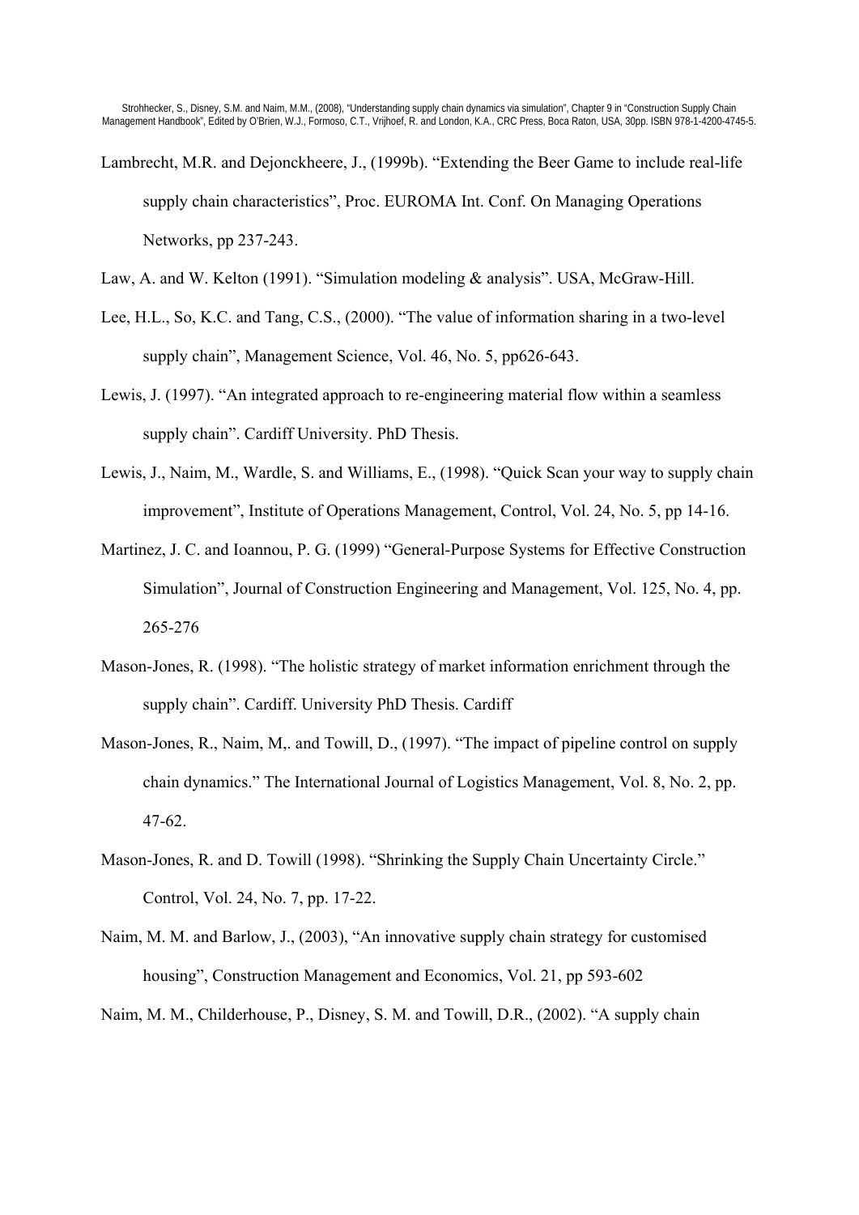Lambrecht, M.R. and Dejonckheere, J., (1999b). “Extending the Beer Game to include real-life supply chain characteristics”, Proc. EUROMA Int. Conf. On Managing Operations Networks, pp 237-243.

Law, A. and W. Kelton (1991). “Simulation modeling & analysis”. USA, McGraw-Hill.

Lee, H.L., So, K.C. and Tang, C.S., (2000). “The value of information sharing in a two-level supply chain”, Management Science, Vol. 46, No. 5, pp626-643.

Lewis, J. (1997). “An integrated approach to re-engineering material flow within a seamless supply chain”. Cardiff University. PhD Thesis.

Lewis, J., Naim, M., Wardle, S. and Williams, E., (1998). “Quick Scan your way to supply chain improvement”, Institute of Operations Management, Control, Vol. 24, No. 5, pp 14-16.

Martinez, J. C. and Ioannou, P. G. (1999) “General-Purpose Systems for Effective Construction Simulation”, Journal of Construction Engineering and Management, Vol. 125, No. 4, pp. 265-276

Mason-Jones, R. (1998). “The holistic strategy of market information enrichment through the supply chain”. Cardiff. University PhD Thesis. Cardiff

Mason-Jones, R., Naim, M,. and Towill, D., (1997). “The impact of pipeline control on supply chain dynamics.” The International Journal of Logistics Management, Vol. 8, No. 2, pp. 47-62.

Mason-Jones, R. and D. Towill (1998). “Shrinking the Supply Chain Uncertainty Circle.” Control, Vol. 24, No. 7, pp. 17-22.

Naim, M. M. and Barlow, J., (2003), “An innovative supply chain strategy for customised housing”, Construction Management and Economics, Vol. 21, pp 593-602

Naim, M. M., Childerhouse, P., Disney, S. M. and Towill, D.R., (2002). “A supply chain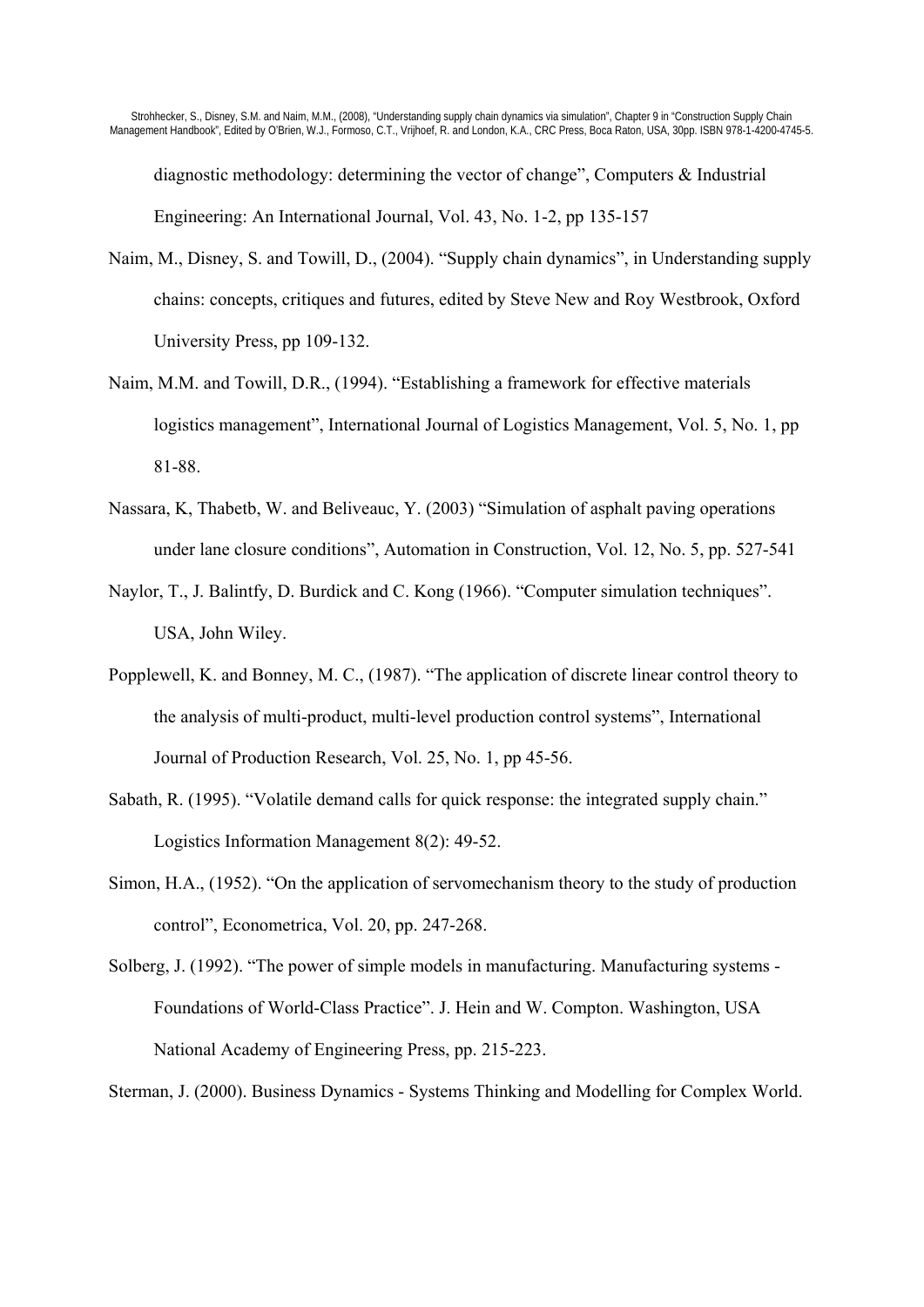diagnostic methodology: determining the vector of change", Computers & Industrial Engineering: An International Journal, Vol. 43, No. 1-2, pp 135-157

Naim, M., Disney, S. and Towill, D., (2004). "Supply chain dynamics", in Understanding supply chains: concepts, critiques and futures, edited by Steve New and Roy Westbrook, Oxford University Press, pp 109-132.

Naim, M.M. and Towill, D.R., (1994). "Establishing a framework for effective materials logistics management", International Journal of Logistics Management, Vol. 5, No. 1, pp 81-88.

Nassara, K, Thabetb, W. and Beliveauc, Y. (2003) "Simulation of asphalt paving operations under lane closure conditions", Automation in Construction, Vol. 12, No. 5, pp. 527-541

Naylor, T., J. Balintfy, D. Burdick and C. Kong (1966). "Computer simulation techniques". USA, John Wiley.

Popplewell, K. and Bonney, M. C., (1987). "The application of discrete linear control theory to the analysis of multi-product, multi-level production control systems", International Journal of Production Research, Vol. 25, No. 1, pp 45-56.

Sabath, R. (1995). "Volatile demand calls for quick response: the integrated supply chain." Logistics Information Management 8(2): 49-52.

Simon, H.A., (1952). "On the application of servomechanism theory to the study of production control", Econometrica, Vol. 20, pp. 247-268.

Solberg, J. (1992). "The power of simple models in manufacturing. Manufacturing systems - Foundations of World-Class Practice". J. Hein and W. Compton. Washington, USA National Academy of Engineering Press, pp. 215-223.

Sterman, J. (2000). Business Dynamics - Systems Thinking and Modelling for Complex World.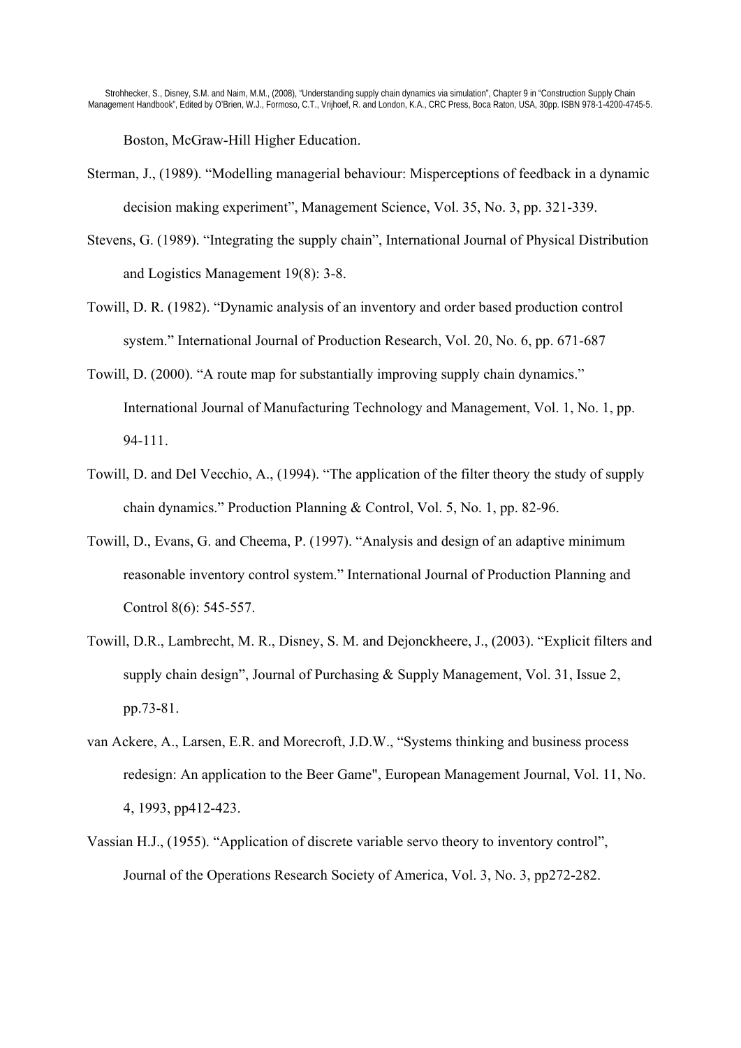Boston, McGraw-Hill Higher Education.

Sterman, J., (1989). “Modelling managerial behaviour: Misperceptions of feedback in a dynamic decision making experiment”, Management Science, Vol. 35, No. 3, pp. 321-339.

Stevens, G. (1989). “Integrating the supply chain”, International Journal of Physical Distribution and Logistics Management 19(8): 3-8.

Towill, D. R. (1982). “Dynamic analysis of an inventory and order based production control system.” International Journal of Production Research, Vol. 20, No. 6, pp. 671-687

Towill, D. (2000). “A route map for substantially improving supply chain dynamics.” International Journal of Manufacturing Technology and Management, Vol. 1, No. 1, pp. 94-111.

Towill, D. and Del Vecchio, A., (1994). “The application of the filter theory the study of supply chain dynamics.” Production Planning & Control, Vol. 5, No. 1, pp. 82-96.

Towill, D., Evans, G. and Cheema, P. (1997). “Analysis and design of an adaptive minimum reasonable inventory control system.” International Journal of Production Planning and Control 8(6): 545-557.

Towill, D.R., Lambrecht, M. R., Disney, S. M. and Dejonckheere, J., (2003). “Explicit filters and supply chain design”, Journal of Purchasing & Supply Management, Vol. 31, Issue 2, pp.73-81.

van Ackere, A., Larsen, E.R. and Morecroft, J.D.W., “Systems thinking and business process redesign: An application to the Beer Game", European Management Journal, Vol. 11, No. 4, 1993, pp412-423.

Vassian H.J., (1955). “Application of discrete variable servo theory to inventory control”, Journal of the Operations Research Society of America, Vol. 3, No. 3, pp272-282.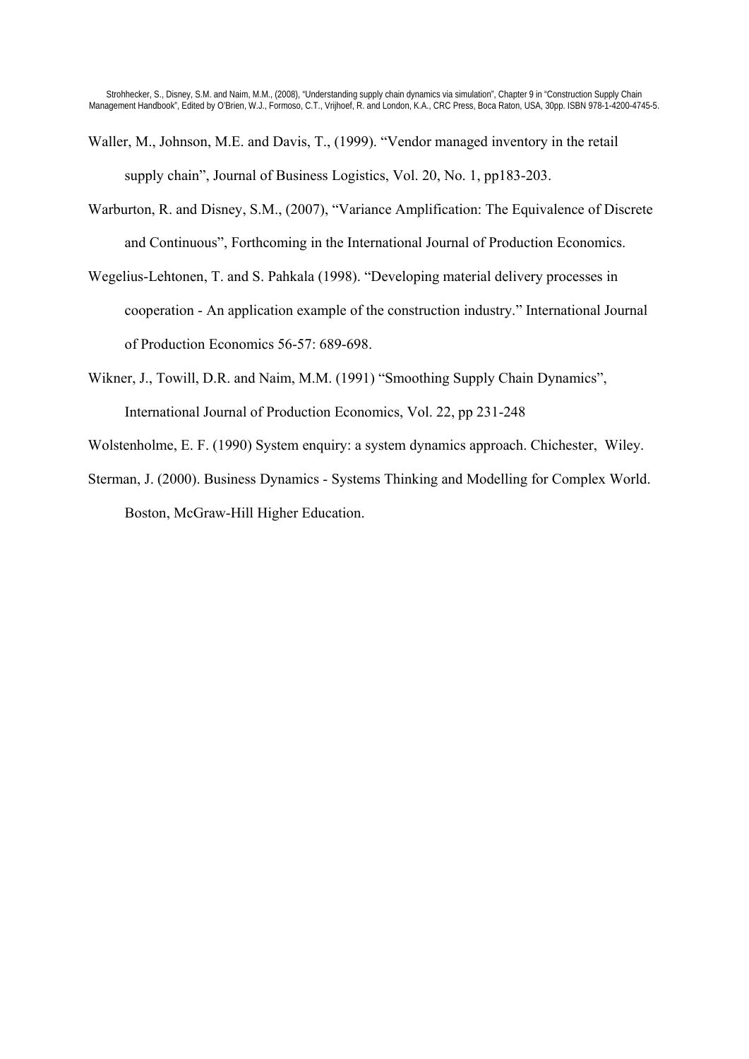Waller, M., Johnson, M.E. and Davis, T., (1999). "Vendor managed inventory in the retail supply chain", Journal of Business Logistics, Vol. 20, No. 1, pp183-203.

Warburton, R. and Disney, S.M., (2007), "Variance Amplification: The Equivalence of Discrete and Continuous", Forthcoming in the International Journal of Production Economics.

Wegelius-Lehtonen, T. and S. Pahkala (1998). "Developing material delivery processes in cooperation - An application example of the construction industry." International Journal of Production Economics 56-57: 689-698.

Wikner, J., Towill, D.R. and Naim, M.M. (1991) "Smoothing Supply Chain Dynamics", International Journal of Production Economics, Vol. 22, pp 231-248

Wolstenholme, E. F. (1990) System enquiry: a system dynamics approach. Chichester, Wiley.

Sterman, J. (2000). Business Dynamics - Systems Thinking and Modelling for Complex World. Boston, McGraw-Hill Higher Education.